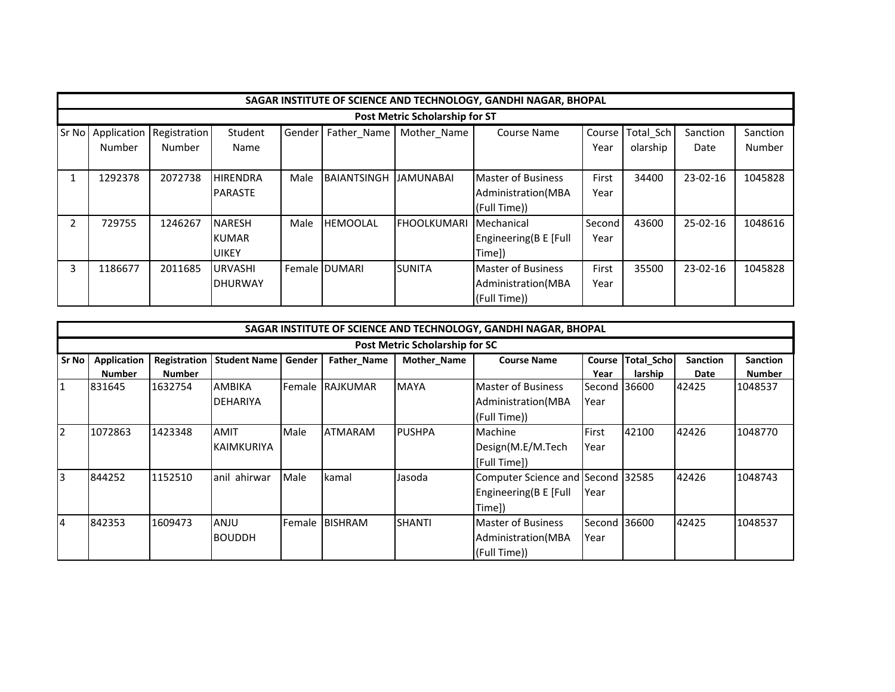| SAGAR INSTITUTE OF SCIENCE AND TECHNOLOGY, GANDHI NAGAR, BHOPAL | | | | | | | | | | | |
|---|---|---|---|---|---|---|---|---|---|---|---|
| Post Metric Scholarship for ST | | | | | | | | | | | |
| Sr No | Application Number | Registration Number | Student Name | Gender | Father_Name | Mother_Name | Course Name | Course Year | Total_Scholarship | Sanction Date | Sanction Number |
| 1 | 1292378 | 2072738 | HIRENDRA PARASTE | Male | BAIANTSINGH | JAMUNABAI | Master of Business Administration(MBA (Full Time)) | First Year | 34400 | 23-02-16 | 1045828 |
| 2 | 729755 | 1246267 | NARESH KUMAR UIKEY | Male | HEMOOLAL | FHOOLKUMARI | Mechanical Engineering(B E [Full Time]) | Second Year | 43600 | 25-02-16 | 1048616 |
| 3 | 1186677 | 2011685 | URVASHI DHURWAY | Female | DUMARI | SUNITA | Master of Business Administration(MBA (Full Time)) | First Year | 35500 | 23-02-16 | 1045828 |

| SAGAR INSTITUTE OF SCIENCE AND TECHNOLOGY, GANDHI NAGAR, BHOPAL | | | | | | | | | | | |
|---|---|---|---|---|---|---|---|---|---|---|---|
| Post Metric Scholarship for SC | | | | | | | | | | | |
| **Sr No** | **Application Number** | **Registration Number** | **Student Name** | **Gender** | **Father_Name** | **Mother_Name** | **Course Name** | **Course Year** | **Total_Scholarship** | **Sanction Date** | **Sanction Number** |
| 1 | 831645 | 1632754 | AMBIKA DEHARIYA | Female | RAJKUMAR | MAYA | Master of Business Administration(MBA (Full Time)) | Second Year | 36600 | 42425 | 1048537 |
| 2 | 1072863 | 1423348 | AMIT KAIMKURIYA | Male | ATMARAM | PUSHPA | Machine Design(M.E/M.Tech [Full Time]) | First Year | 42100 | 42426 | 1048770 |
| 3 | 844252 | 1152510 | anil ahirwar | Male | kamal | Jasoda | Computer Science and Engineering(B E [Full Time]) | Second Year | 32585 | 42426 | 1048743 |
| 4 | 842353 | 1609473 | ANJU BOUDDH | Female | BISHRAM | SHANTI | Master of Business Administration(MBA (Full Time)) | Second Year | 36600 | 42425 | 1048537 |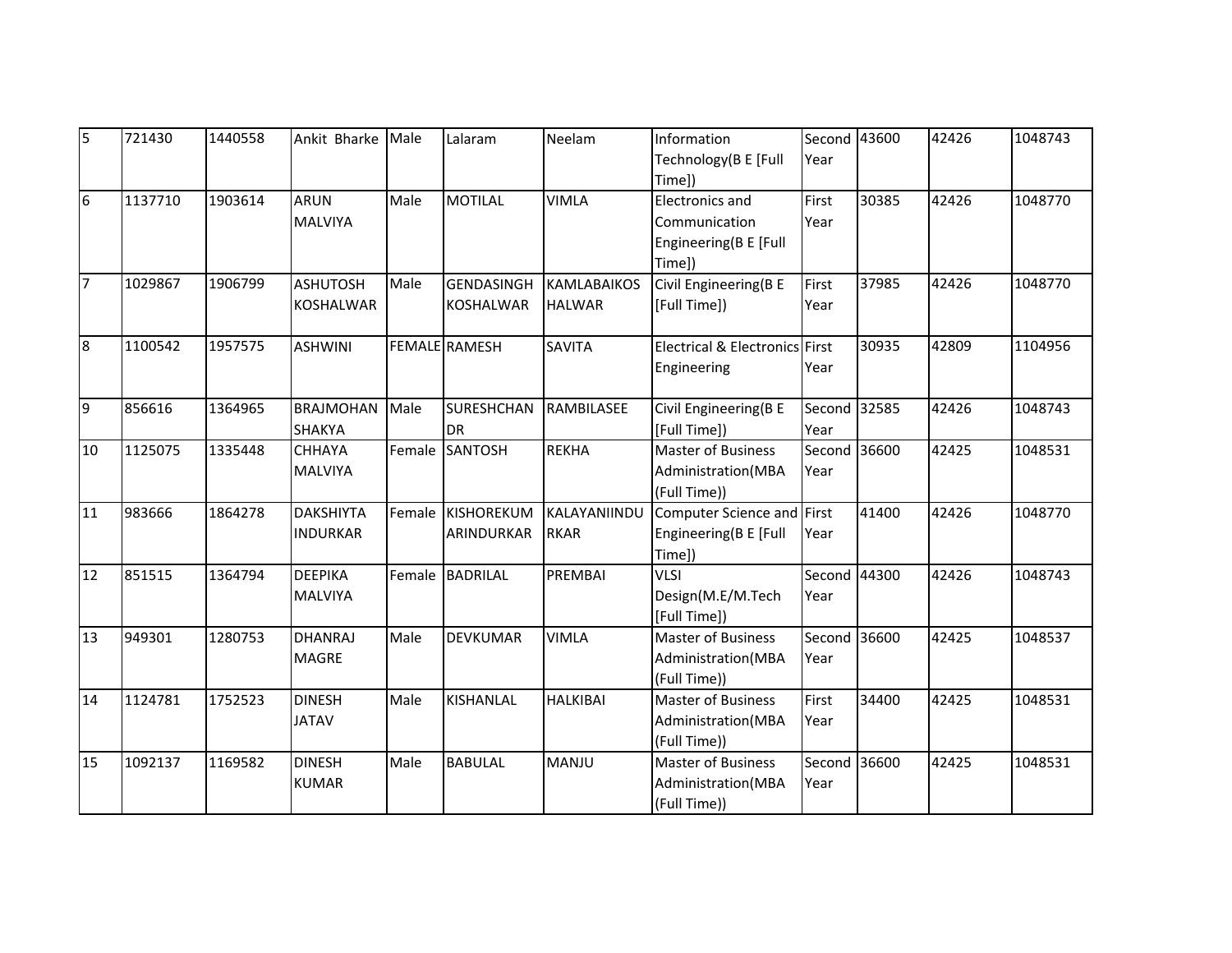| 5 | 721430 | 1440558 | Ankit Bharke | Male | Lalaram | Neelam | Information Technology(B E [Full Time]) | Second Year | 43600 | 42426 | 1048743 |
|---|---|---|---|---|---|---|---|---|---|---|---|
| 6 | 1137710 | 1903614 | ARUN MALVIYA | Male | MOTILAL | VIMLA | Electronics and Communication Engineering(B E [Full Time]) | First Year | 30385 | 42426 | 1048770 |
| 7 | 1029867 | 1906799 | ASHUTOSH KOSHALWAR | Male | GENDASINGH KOSHALWAR | KAMLABAIKOS HALWAR | Civil Engineering(B E [Full Time]) | First Year | 37985 | 42426 | 1048770 |
| 8 | 1100542 | 1957575 | ASHWINI | FEMALE | RAMESH | SAVITA | Electrical & Electronics Engineering | First Year | 30935 | 42809 | 1104956 |
| 9 | 856616 | 1364965 | BRAJMOHAN SHAKYA | Male | SURESHCHAN DR | RAMBILASEE | Civil Engineering(B E [Full Time]) | Second Year | 32585 | 42426 | 1048743 |
| 10 | 1125075 | 1335448 | CHHAYA MALVIYA | Female | SANTOSH | REKHA | Master of Business Administration(MBA (Full Time)) | Second Year | 36600 | 42425 | 1048531 |
| 11 | 983666 | 1864278 | DAKSHIYTA INDURKAR | Female | KISHOREKUM ARINDURKAR | KALAYANIINDU RKAR | Computer Science and Engineering(B E [Full Time]) | First Year | 41400 | 42426 | 1048770 |
| 12 | 851515 | 1364794 | DEEPIKA MALVIYA | Female | BADRILAL | PREMBAI | VLSI Design(M.E/M.Tech [Full Time]) | Second Year | 44300 | 42426 | 1048743 |
| 13 | 949301 | 1280753 | DHANRAJ MAGRE | Male | DEVKUMAR | VIMLA | Master of Business Administration(MBA (Full Time)) | Second Year | 36600 | 42425 | 1048537 |
| 14 | 1124781 | 1752523 | DINESH JATAV | Male | KISHANLAL | HALKIBAI | Master of Business Administration(MBA (Full Time)) | First Year | 34400 | 42425 | 1048531 |
| 15 | 1092137 | 1169582 | DINESH KUMAR | Male | BABULAL | MANJU | Master of Business Administration(MBA (Full Time)) | Second Year | 36600 | 42425 | 1048531 |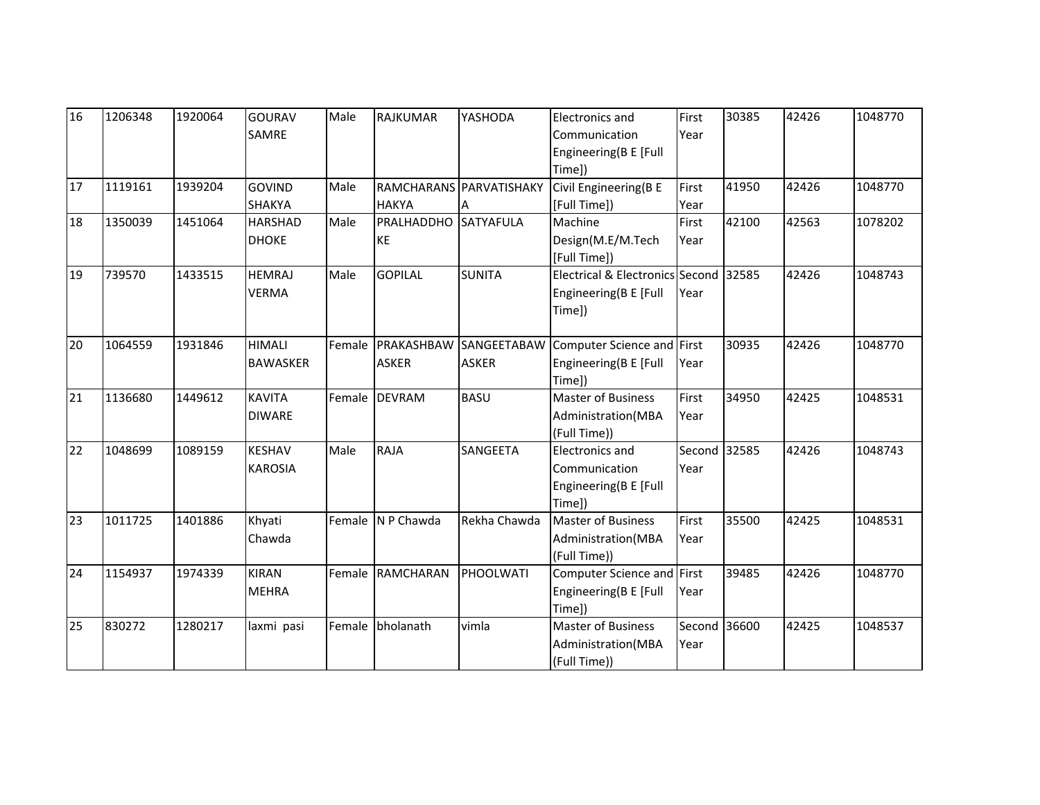| 16 | 1206348 | 1920064 | GOURAV SAMRE | Male | RAJKUMAR | YASHODA | Electronics and Communication Engineering(B E [Full Time]) | First Year | 30385 | 42426 | 1048770 |
|---|---|---|---|---|---|---|---|---|---|---|---|
| 17 | 1119161 | 1939204 | GOVIND SHAKYA | Male | RAMCHARANS HAKYA | PARVATISHAKY A | Civil Engineering(B E [Full Time]) | First Year | 41950 | 42426 | 1048770 |
| 18 | 1350039 | 1451064 | HARSHAD DHOKE | Male | PRALHADDHO KE | SATYAFULA | Machine Design(M.E/M.Tech [Full Time]) | First Year | 42100 | 42563 | 1078202 |
| 19 | 739570 | 1433515 | HEMRAJ VERMA | Male | GOPILAL | SUNITA | Electrical & Electronics Engineering(B E [Full Time]) | Second Year | 32585 | 42426 | 1048743 |
| 20 | 1064559 | 1931846 | HIMALI BAWASKER | Female | PRAKASHBAW ASKER | SANGEETABAW ASKER | Computer Science and Engineering(B E [Full Time]) | First Year | 30935 | 42426 | 1048770 |
| 21 | 1136680 | 1449612 | KAVITA DIWARE | Female | DEVRAM | BASU | Master of Business Administration(MBA (Full Time)) | First Year | 34950 | 42425 | 1048531 |
| 22 | 1048699 | 1089159 | KESHAV KAROSIA | Male | RAJA | SANGEETA | Electronics and Communication Engineering(B E [Full Time]) | Second Year | 32585 | 42426 | 1048743 |
| 23 | 1011725 | 1401886 | Khyati Chawda | Female | N P Chawda | Rekha Chawda | Master of Business Administration(MBA (Full Time)) | First Year | 35500 | 42425 | 1048531 |
| 24 | 1154937 | 1974339 | KIRAN MEHRA | Female | RAMCHARAN | PHOOLWATI | Computer Science and Engineering(B E [Full Time]) | First Year | 39485 | 42426 | 1048770 |
| 25 | 830272 | 1280217 | laxmi pasi | Female | bholanath | vimla | Master of Business Administration(MBA (Full Time)) | Second Year | 36600 | 42425 | 1048537 |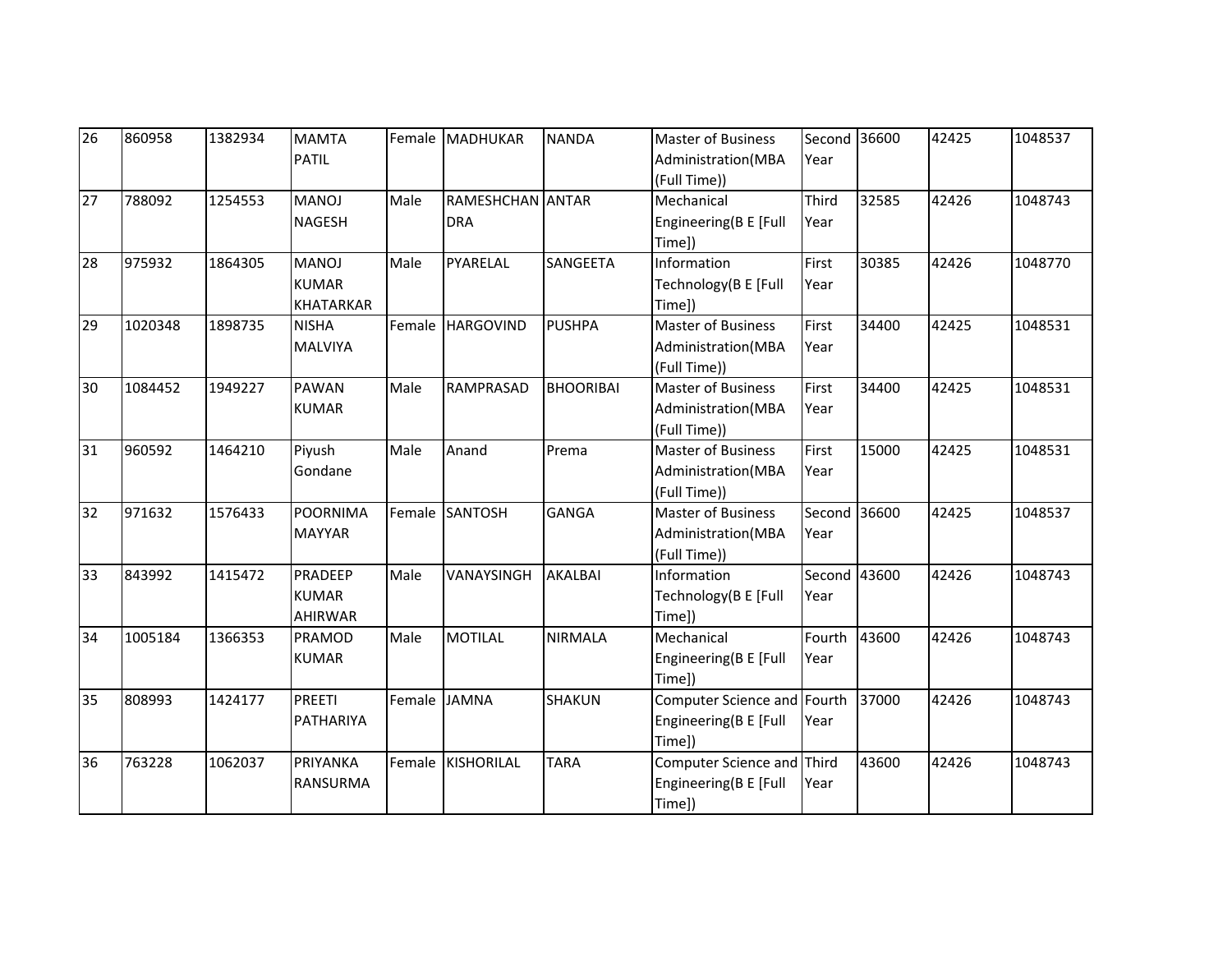| 26 | 860958 | 1382934 | MAMTA PATIL | Female | MADHUKAR | NANDA | Master of Business Administration(MBA (Full Time)) | Second Year | 36600 | 42425 | 1048537 |
|---|---|---|---|---|---|---|---|---|---|---|---|
| 27 | 788092 | 1254553 | MANOJ NAGESH | Male | RAMESHCHANDRA | ANTAR | Mechanical Engineering(B E [Full Time]) | Third Year | 32585 | 42426 | 1048743 |
| 28 | 975932 | 1864305 | MANOJ KUMAR KHATARKAR | Male | PYARELAL | SANGEETA | Information Technology(B E [Full Time]) | First Year | 30385 | 42426 | 1048770 |
| 29 | 1020348 | 1898735 | NISHA MALVIYA | Female | HARGOVIND | PUSHPA | Master of Business Administration(MBA (Full Time)) | First Year | 34400 | 42425 | 1048531 |
| 30 | 1084452 | 1949227 | PAWAN KUMAR | Male | RAMPRASAD | BHOORIBAI | Master of Business Administration(MBA (Full Time)) | First Year | 34400 | 42425 | 1048531 |
| 31 | 960592 | 1464210 | Piyush Gondane | Male | Anand | Prema | Master of Business Administration(MBA (Full Time)) | First Year | 15000 | 42425 | 1048531 |
| 32 | 971632 | 1576433 | POORNIMA MAYYAR | Female | SANTOSH | GANGA | Master of Business Administration(MBA (Full Time)) | Second Year | 36600 | 42425 | 1048537 |
| 33 | 843992 | 1415472 | PRADEEP KUMAR AHIRWAR | Male | VANAYSINGH | AKALBAI | Information Technology(B E [Full Time]) | Second Year | 43600 | 42426 | 1048743 |
| 34 | 1005184 | 1366353 | PRAMOD KUMAR | Male | MOTILAL | NIRMALA | Mechanical Engineering(B E [Full Time]) | Fourth Year | 43600 | 42426 | 1048743 |
| 35 | 808993 | 1424177 | PREETI PATHARIYA | Female | JAMNA | SHAKUN | Computer Science and Engineering(B E [Full Time]) | Fourth Year | 37000 | 42426 | 1048743 |
| 36 | 763228 | 1062037 | PRIYANKA RANSURMA | Female | KISHORILAL | TARA | Computer Science and Engineering(B E [Full Time]) | Third Year | 43600 | 42426 | 1048743 |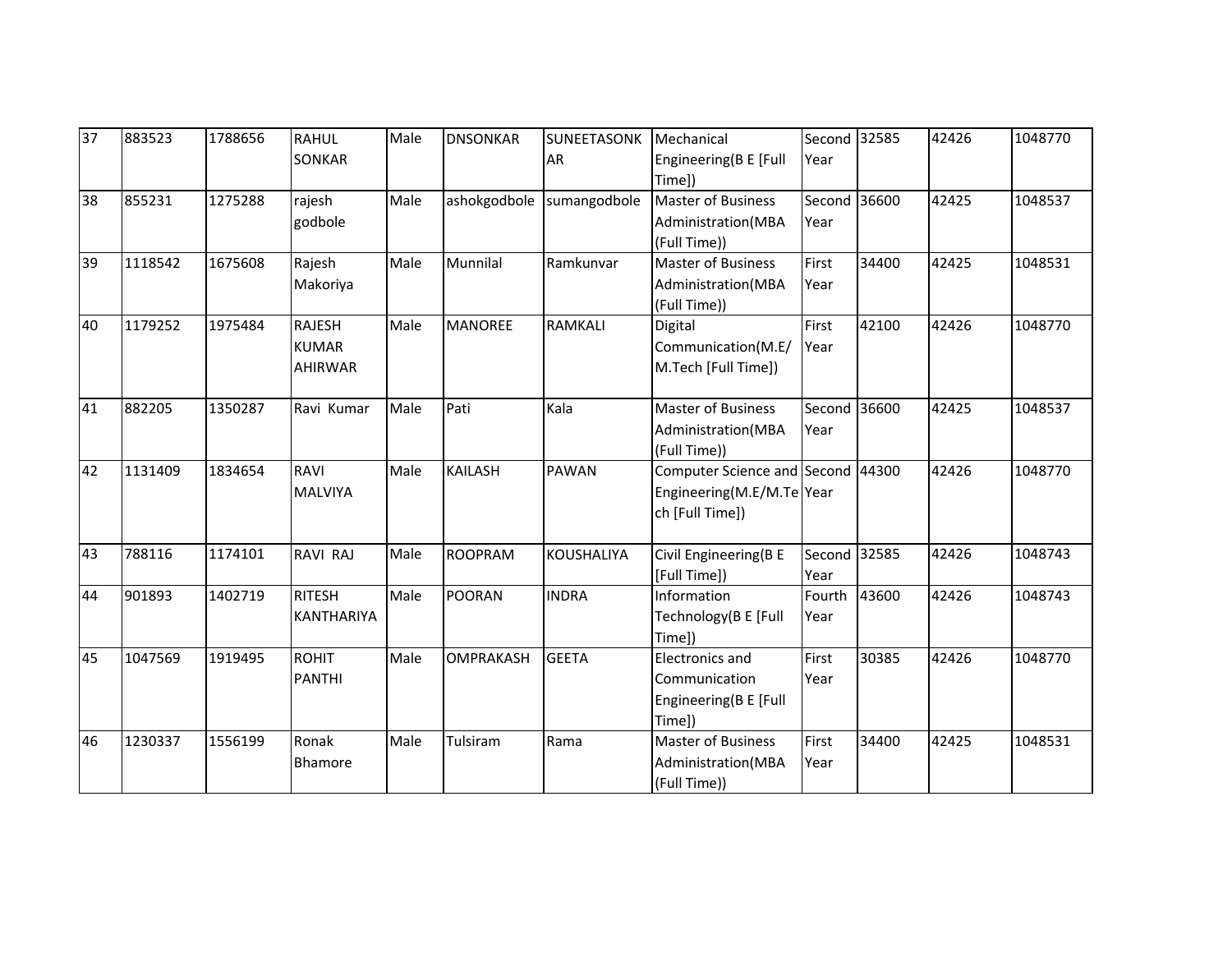| 37 | 883523 | 1788656 | RAHUL SONKAR | Male | DNSONKAR | SUNEETASONKAR | Mechanical Engineering(B E [Full Time]) | Second Year | 32585 | 42426 | 1048770 |
|---|---|---|---|---|---|---|---|---|---|---|---|
| 38 | 855231 | 1275288 | rajesh godbole | Male | ashokgodbole | sumangodbole | Master of Business Administration(MBA (Full Time)) | Second Year | 36600 | 42425 | 1048537 |
| 39 | 1118542 | 1675608 | Rajesh Makoriya | Male | Munnilal | Ramkunvar | Master of Business Administration(MBA (Full Time)) | First Year | 34400 | 42425 | 1048531 |
| 40 | 1179252 | 1975484 | RAJESH KUMAR AHIRWAR | Male | MANOREE | RAMKALI | Digital Communication(M.E/ M.Tech [Full Time]) | First Year | 42100 | 42426 | 1048770 |
| 41 | 882205 | 1350287 | Ravi Kumar | Male | Pati | Kala | Master of Business Administration(MBA (Full Time)) | Second Year | 36600 | 42425 | 1048537 |
| 42 | 1131409 | 1834654 | RAVI MALVIYA | Male | KAILASH | PAWAN | Computer Science and Engineering(M.E/M.Tech [Full Time]) | Second Year | 44300 | 42426 | 1048770 |
| 43 | 788116 | 1174101 | RAVI RAJ | Male | ROOPRAM | KOUSHALIYA | Civil Engineering(B E [Full Time]) | Second Year | 32585 | 42426 | 1048743 |
| 44 | 901893 | 1402719 | RITESH KANTHARIYA | Male | POORAN | INDRA | Information Technology(B E [Full Time]) | Fourth Year | 43600 | 42426 | 1048743 |
| 45 | 1047569 | 1919495 | ROHIT PANTHI | Male | OMPRAKASH | GEETA | Electronics and Communication Engineering(B E [Full Time]) | First Year | 30385 | 42426 | 1048770 |
| 46 | 1230337 | 1556199 | Ronak Bhamore | Male | Tulsiram | Rama | Master of Business Administration(MBA (Full Time)) | First Year | 34400 | 42425 | 1048531 |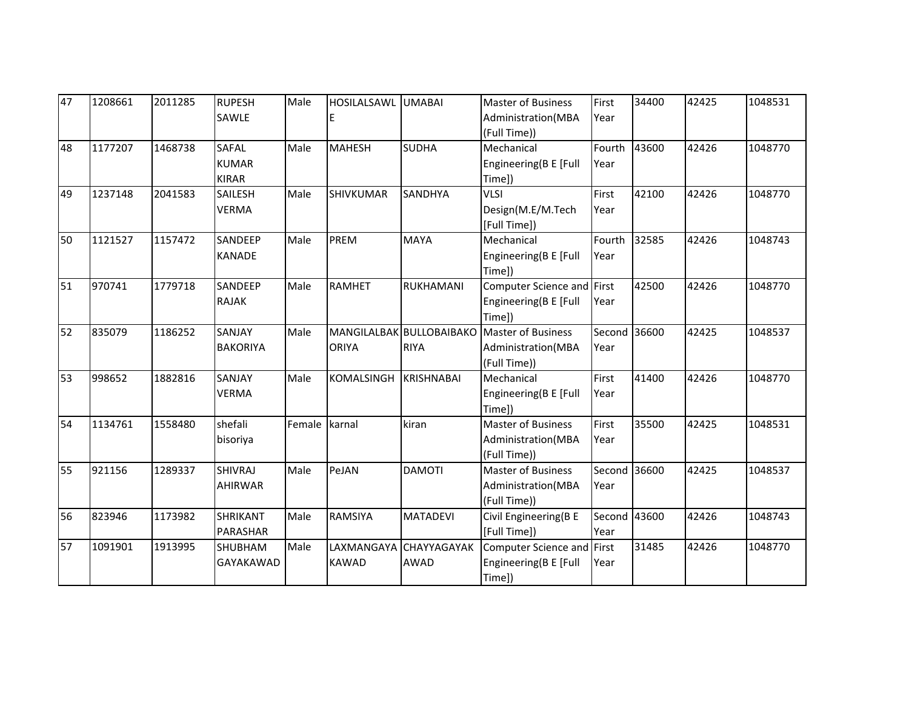| 47 | 1208661 | 2011285 | RUPESH SAWLE | Male | HOSILALSAWLE | UMABAI | Master of Business Administration(MBA (Full Time)) | First Year | 34400 | 42425 | 1048531 |
|---|---|---|---|---|---|---|---|---|---|---|---|
| 48 | 1177207 | 1468738 | SAFAL KUMAR KIRAR | Male | MAHESH | SUDHA | Mechanical Engineering(B E [Full Time]) | Fourth Year | 43600 | 42426 | 1048770 |
| 49 | 1237148 | 2041583 | SAILESH VERMA | Male | SHIVKUMAR | SANDHYA | VLSI Design(M.E/M.Tech [Full Time]) | First Year | 42100 | 42426 | 1048770 |
| 50 | 1121527 | 1157472 | SANDEEP KANADE | Male | PREM | MAYA | Mechanical Engineering(B E [Full Time]) | Fourth Year | 32585 | 42426 | 1048743 |
| 51 | 970741 | 1779718 | SANDEEP RAJAK | Male | RAMHET | RUKHAMANI | Computer Science and Engineering(B E [Full Time]) | First Year | 42500 | 42426 | 1048770 |
| 52 | 835079 | 1186252 | SANJAY BAKORIYA | Male | MANGILALBAKORIYA | BULLOBAIBAKORIYA | Master of Business Administration(MBA (Full Time)) | Second Year | 36600 | 42425 | 1048537 |
| 53 | 998652 | 1882816 | SANJAY VERMA | Male | KOMALSINGH | KRISHNABAI | Mechanical Engineering(B E [Full Time]) | First Year | 41400 | 42426 | 1048770 |
| 54 | 1134761 | 1558480 | shefali bisoriya | Female | karnal | kiran | Master of Business Administration(MBA (Full Time)) | First Year | 35500 | 42425 | 1048531 |
| 55 | 921156 | 1289337 | SHIVRAJ AHIRWAR | Male | PeJAN | DAMOTI | Master of Business Administration(MBA (Full Time)) | Second Year | 36600 | 42425 | 1048537 |
| 56 | 823946 | 1173982 | SHRIKANT PARASHAR | Male | RAMSIYA | MATADEVI | Civil Engineering(B E [Full Time]) | Second Year | 43600 | 42426 | 1048743 |
| 57 | 1091901 | 1913995 | SHUBHAM GAYAKAWAD | Male | LAXMANGAYAKAWAD | CHAYYAGAYAKAWAD | Computer Science and Engineering(B E [Full Time]) | First Year | 31485 | 42426 | 1048770 |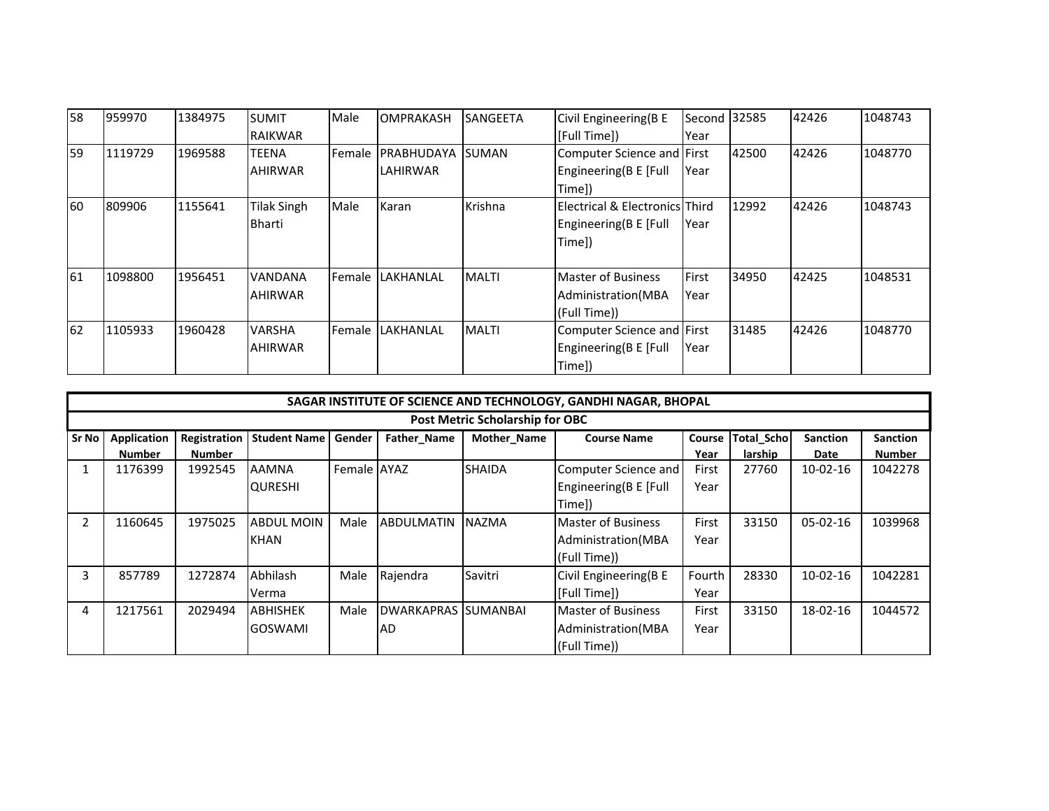| 58 | 959970 | 1384975 | SUMIT RAIKWAR | Male | OMPRAKASH | SANGEETA | Civil Engineering(B E [Full Time]) | Second Year | 32585 | 42426 | 1048743 |
|---|---|---|---|---|---|---|---|---|---|---|---|
| 59 | 1119729 | 1969588 | TEENA AHIRWAR | Female | PRABHUDAYA LAHIRWAR | SUMAN | Computer Science and Engineering(B E [Full Time]) | First Year | 42500 | 42426 | 1048770 |
| 60 | 809906 | 1155641 | Tilak Singh Bharti | Male | Karan | Krishna | Electrical & Electronics Engineering(B E [Full Time]) | Third Year | 12992 | 42426 | 1048743 |
| 61 | 1098800 | 1956451 | VANDANA AHIRWAR | Female | LAKHANLAL | MALTI | Master of Business Administration(MBA (Full Time)) | First Year | 34950 | 42425 | 1048531 |
| 62 | 1105933 | 1960428 | VARSHA AHIRWAR | Female | LAKHANLAL | MALTI | Computer Science and Engineering(B E [Full Time]) | First Year | 31485 | 42426 | 1048770 |

**SAGAR INSTITUTE OF SCIENCE AND TECHNOLOGY, GANDHI NAGAR, BHOPAL**

**Post Metric Scholarship for OBC**

| Sr No | Application Number | Registration Number | Student Name | Gender | Father_Name | Mother_Name | Course Name | Course Year | Total_Scholarship | Sanction Date | Sanction Number |
|---|---|---|---|---|---|---|---|---|---|---|---|
| 1 | 1176399 | 1992545 | AAMNA QURESHI | Female | AYAZ | SHAIDA | Computer Science and Engineering(B E [Full Time]) | First Year | 27760 | 10-02-16 | 1042278 |
| 2 | 1160645 | 1975025 | ABDUL MOIN KHAN | Male | ABDULMATIN | NAZMA | Master of Business Administration(MBA (Full Time)) | First Year | 33150 | 05-02-16 | 1039968 |
| 3 | 857789 | 1272874 | Abhilash Verma | Male | Rajendra | Savitri | Civil Engineering(B E [Full Time]) | Fourth Year | 28330 | 10-02-16 | 1042281 |
| 4 | 1217561 | 2029494 | ABHISHEK GOSWAMI | Male | DWARKAPRASAD | SUMANBAI | Master of Business Administration(MBA (Full Time)) | First Year | 33150 | 18-02-16 | 1044572 |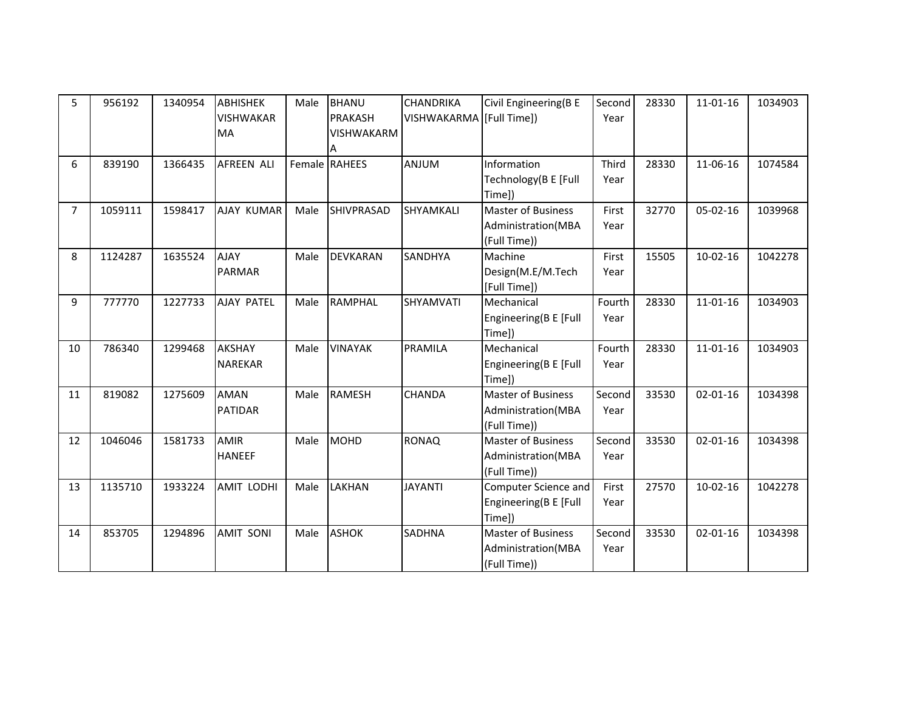| | | | | | | | | | | | |
|---|---|---|---|---|---|---|---|---|---|---|---|
| 5 | 956192 | 1340954 | ABHISHEK VISHWAKARMA | Male | BHANU PRAKASH VISHWAKARMA | CHANDRIKA VISHWAKARMA | Civil Engineering(B E [Full Time]) | Second Year | 28330 | 11-01-16 | 1034903 |
| 6 | 839190 | 1366435 | AFREEN ALI | Female | RAHEES | ANJUM | Information Technology(B E [Full Time]) | Third Year | 28330 | 11-06-16 | 1074584 |
| 7 | 1059111 | 1598417 | AJAY KUMAR | Male | SHIVPRASAD | SHYAMKALI | Master of Business Administration(MBA (Full Time)) | First Year | 32770 | 05-02-16 | 1039968 |
| 8 | 1124287 | 1635524 | AJAY PARMAR | Male | DEVKARAN | SANDHYA | Machine Design(M.E/M.Tech [Full Time]) | First Year | 15505 | 10-02-16 | 1042278 |
| 9 | 777770 | 1227733 | AJAY PATEL | Male | RAMPHAL | SHYAMVATI | Mechanical Engineering(B E [Full Time]) | Fourth Year | 28330 | 11-01-16 | 1034903 |
| 10 | 786340 | 1299468 | AKSHAY NAREKAR | Male | VINAYAK | PRAMILA | Mechanical Engineering(B E [Full Time]) | Fourth Year | 28330 | 11-01-16 | 1034903 |
| 11 | 819082 | 1275609 | AMAN PATIDAR | Male | RAMESH | CHANDA | Master of Business Administration(MBA (Full Time)) | Second Year | 33530 | 02-01-16 | 1034398 |
| 12 | 1046046 | 1581733 | AMIR HANEEF | Male | MOHD | RONAQ | Master of Business Administration(MBA (Full Time)) | Second Year | 33530 | 02-01-16 | 1034398 |
| 13 | 1135710 | 1933224 | AMIT LODHI | Male | LAKHAN | JAYANTI | Computer Science and Engineering(B E [Full Time]) | First Year | 27570 | 10-02-16 | 1042278 |
| 14 | 853705 | 1294896 | AMIT SONI | Male | ASHOK | SADHNA | Master of Business Administration(MBA (Full Time)) | Second Year | 33530 | 02-01-16 | 1034398 |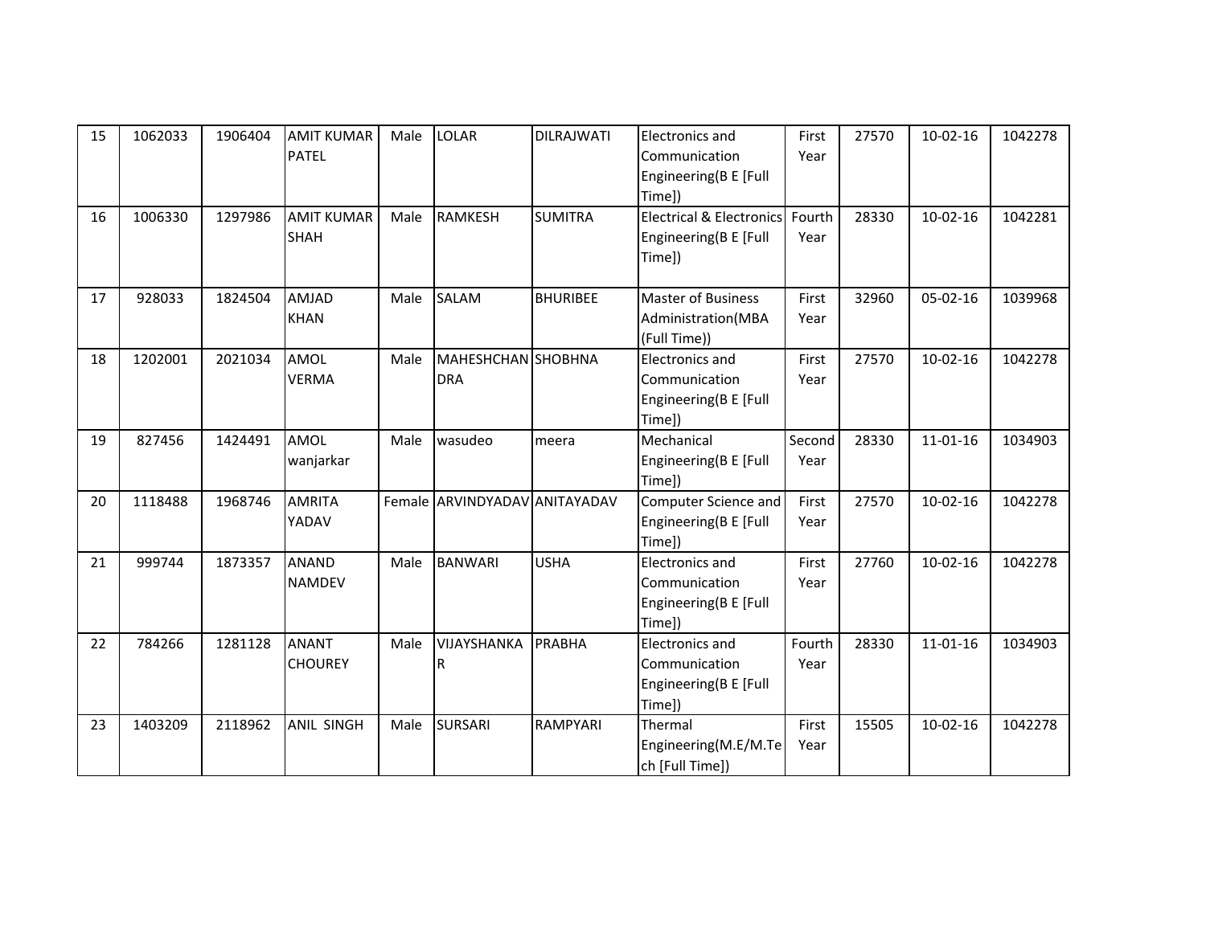| 15 | 1062033 | 1906404 | AMIT KUMAR PATEL | Male | LOLAR | DILRAJWATI | Electronics and Communication Engineering(B E [Full Time]) | First Year | 27570 | 10-02-16 | 1042278 |
|---|---|---|---|---|---|---|---|---|---|---|---|
| 16 | 1006330 | 1297986 | AMIT KUMAR SHAH | Male | RAMKESH | SUMITRA | Electrical & Electronics Engineering(B E [Full Time]) | Fourth Year | 28330 | 10-02-16 | 1042281 |
| 17 | 928033 | 1824504 | AMJAD KHAN | Male | SALAM | BHURIBEE | Master of Business Administration(MBA (Full Time)) | First Year | 32960 | 05-02-16 | 1039968 |
| 18 | 1202001 | 2021034 | AMOL VERMA | Male | MAHESHCHANDRA | SHOBHNA | Electronics and Communication Engineering(B E [Full Time]) | First Year | 27570 | 10-02-16 | 1042278 |
| 19 | 827456 | 1424491 | AMOL wanjarkar | Male | wasudeo | meera | Mechanical Engineering(B E [Full Time]) | Second Year | 28330 | 11-01-16 | 1034903 |
| 20 | 1118488 | 1968746 | AMRITA YADAV | Female | ARVINDYADAV | ANITAYADAV | Computer Science and Engineering(B E [Full Time]) | First Year | 27570 | 10-02-16 | 1042278 |
| 21 | 999744 | 1873357 | ANAND NAMDEV | Male | BANWARI | USHA | Electronics and Communication Engineering(B E [Full Time]) | First Year | 27760 | 10-02-16 | 1042278 |
| 22 | 784266 | 1281128 | ANANT CHOUREY | Male | VIJAYSHANKAR | PRABHA | Electronics and Communication Engineering(B E [Full Time]) | Fourth Year | 28330 | 11-01-16 | 1034903 |
| 23 | 1403209 | 2118962 | ANIL SINGH | Male | SURSARI | RAMPYARI | Thermal Engineering(M.E/M.Tech [Full Time]) | First Year | 15505 | 10-02-16 | 1042278 |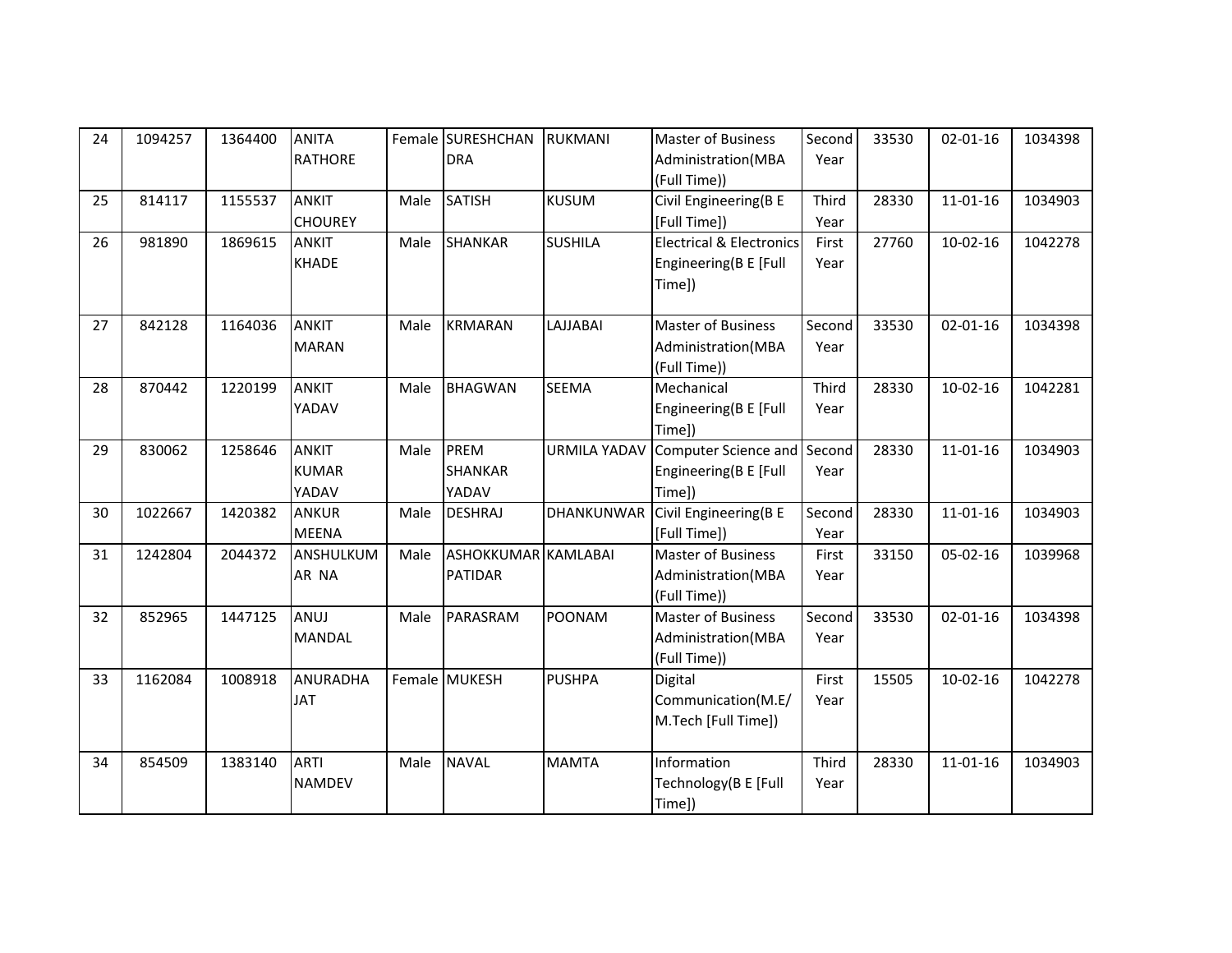| 24 | 1094257 | 1364400 | ANITA RATHORE | Female | SURESHCHANDRA | RUKMANI | Master of Business Administration(MBA (Full Time)) | Second Year | 33530 | 02-01-16 | 1034398 |
|---|---|---|---|---|---|---|---|---|---|---|---|
| 25 | 814117 | 1155537 | ANKIT CHOUREY | Male | SATISH | KUSUM | Civil Engineering(B E [Full Time]) | Third Year | 28330 | 11-01-16 | 1034903 |
| 26 | 981890 | 1869615 | ANKIT KHADE | Male | SHANKAR | SUSHILA | Electrical & Electronics Engineering(B E [Full Time]) | First Year | 27760 | 10-02-16 | 1042278 |
| 27 | 842128 | 1164036 | ANKIT MARAN | Male | KRMARAN | LAJJABAI | Master of Business Administration(MBA (Full Time)) | Second Year | 33530 | 02-01-16 | 1034398 |
| 28 | 870442 | 1220199 | ANKIT YADAV | Male | BHAGWAN | SEEMA | Mechanical Engineering(B E [Full Time]) | Third Year | 28330 | 10-02-16 | 1042281 |
| 29 | 830062 | 1258646 | ANKIT KUMAR YADAV | Male | PREM SHANKAR YADAV | URMILA YADAV | Computer Science and Engineering(B E [Full Time]) | Second Year | 28330 | 11-01-16 | 1034903 |
| 30 | 1022667 | 1420382 | ANKUR MEENA | Male | DESHRAJ | DHANKUNWAR | Civil Engineering(B E [Full Time]) | Second Year | 28330 | 11-01-16 | 1034903 |
| 31 | 1242804 | 2044372 | ANSHULKUMAR NA | Male | ASHOKKUMAR PATIDAR | KAMLABAI | Master of Business Administration(MBA (Full Time)) | First Year | 33150 | 05-02-16 | 1039968 |
| 32 | 852965 | 1447125 | ANUJ MANDAL | Male | PARASRAM | POONAM | Master of Business Administration(MBA (Full Time)) | Second Year | 33530 | 02-01-16 | 1034398 |
| 33 | 1162084 | 1008918 | ANURADHA JAT | Female | MUKESH | PUSHPA | Digital Communication(M.E/ M.Tech [Full Time]) | First Year | 15505 | 10-02-16 | 1042278 |
| 34 | 854509 | 1383140 | ARTI NAMDEV | Male | NAVAL | MAMTA | Information Technology(B E [Full Time]) | Third Year | 28330 | 11-01-16 | 1034903 |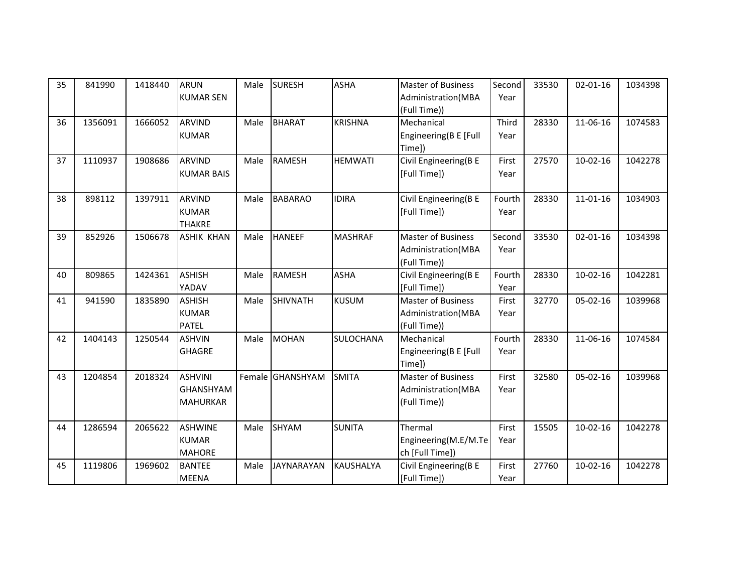| 35 | 841990 | 1418440 | ARUN KUMAR SEN | Male | SURESH | ASHA | Master of Business Administration(MBA (Full Time)) | Second Year | 33530 | 02-01-16 | 1034398 |
|---|---|---|---|---|---|---|---|---|---|---|---|
| 36 | 1356091 | 1666052 | ARVIND KUMAR | Male | BHARAT | KRISHNA | Mechanical Engineering(B E [Full Time]) | Third Year | 28330 | 11-06-16 | 1074583 |
| 37 | 1110937 | 1908686 | ARVIND KUMAR BAIS | Male | RAMESH | HEMWATI | Civil Engineering(B E [Full Time]) | First Year | 27570 | 10-02-16 | 1042278 |
| 38 | 898112 | 1397911 | ARVIND KUMAR THAKRE | Male | BABARAO | IDIRA | Civil Engineering(B E [Full Time]) | Fourth Year | 28330 | 11-01-16 | 1034903 |
| 39 | 852926 | 1506678 | ASHIK KHAN | Male | HANEEF | MASHRAF | Master of Business Administration(MBA (Full Time)) | Second Year | 33530 | 02-01-16 | 1034398 |
| 40 | 809865 | 1424361 | ASHISH YADAV | Male | RAMESH | ASHA | Civil Engineering(B E [Full Time]) | Fourth Year | 28330 | 10-02-16 | 1042281 |
| 41 | 941590 | 1835890 | ASHISH KUMAR PATEL | Male | SHIVNATH | KUSUM | Master of Business Administration(MBA (Full Time)) | First Year | 32770 | 05-02-16 | 1039968 |
| 42 | 1404143 | 1250544 | ASHVIN GHAGRE | Male | MOHAN | SULOCHANA | Mechanical Engineering(B E [Full Time]) | Fourth Year | 28330 | 11-06-16 | 1074584 |
| 43 | 1204854 | 2018324 | ASHVINI GHANSHYAM MAHURKAR | Female | GHANSHYAM | SMITA | Master of Business Administration(MBA (Full Time)) | First Year | 32580 | 05-02-16 | 1039968 |
| 44 | 1286594 | 2065622 | ASHWINE KUMAR MAHORE | Male | SHYAM | SUNITA | Thermal Engineering(M.E/M.Tech [Full Time]) | First Year | 15505 | 10-02-16 | 1042278 |
| 45 | 1119806 | 1969602 | BANTEE MEENA | Male | JAYNARAYAN | KAUSHALYA | Civil Engineering(B E [Full Time]) | First Year | 27760 | 10-02-16 | 1042278 |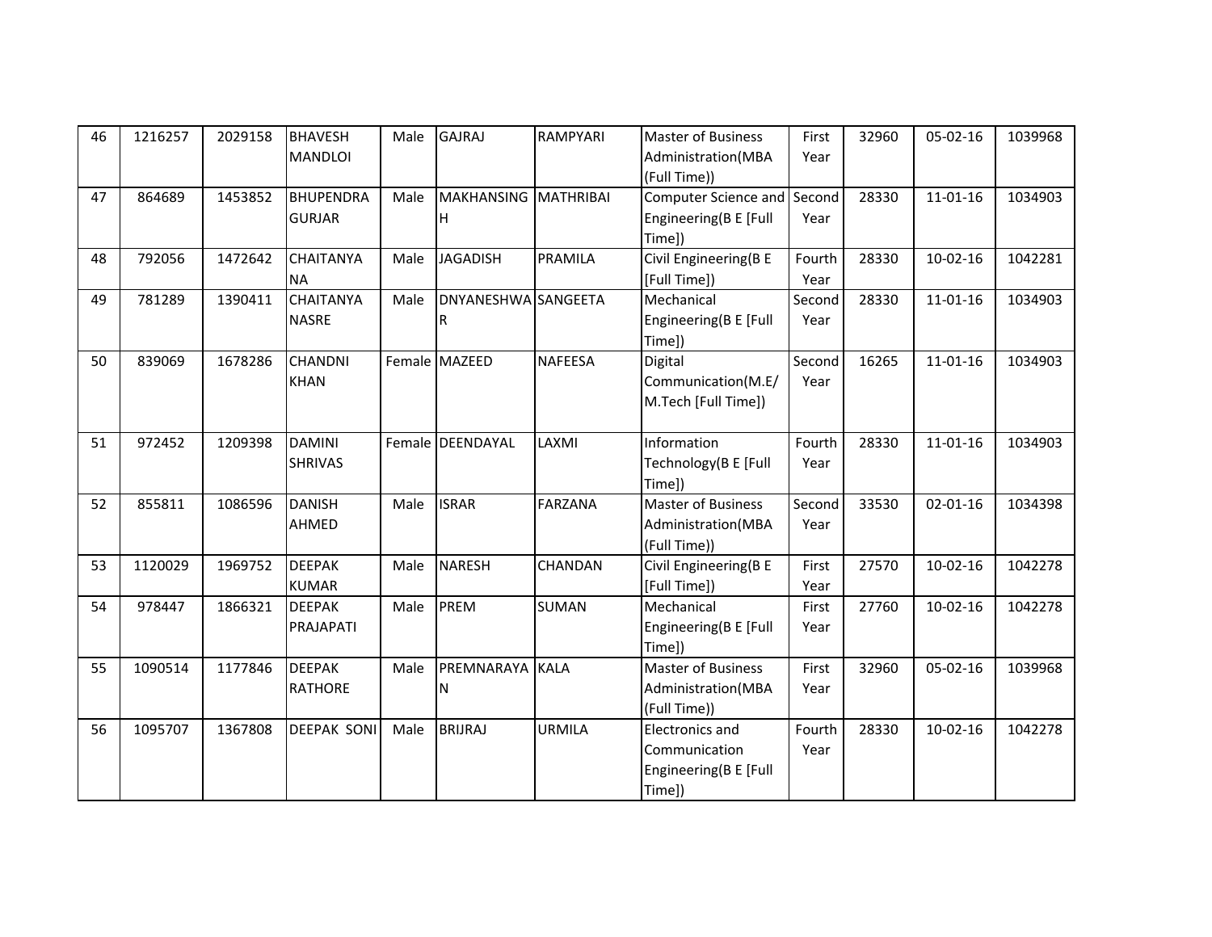| 46 | 1216257 | 2029158 | BHAVESH MANDLOI | Male | GAJRAJ | RAMPYARI | Master of Business Administration(MBA (Full Time)) | First Year | 32960 | 05-02-16 | 1039968 |
|---|---|---|---|---|---|---|---|---|---|---|---|
| 47 | 864689 | 1453852 | BHUPENDRA GURJAR | Male | MAKHANSINGH | MATHRIBAI | Computer Science and Engineering(B E [Full Time]) | Second Year | 28330 | 11-01-16 | 1034903 |
| 48 | 792056 | 1472642 | CHAITANYA NA | Male | JAGADISH | PRAMILA | Civil Engineering(B E [Full Time]) | Fourth Year | 28330 | 10-02-16 | 1042281 |
| 49 | 781289 | 1390411 | CHAITANYA NASRE | Male | DNYANESHWAR | SANGEETA | Mechanical Engineering(B E [Full Time]) | Second Year | 28330 | 11-01-16 | 1034903 |
| 50 | 839069 | 1678286 | CHANDNI KHAN | Female | MAZEED | NAFEESA | Digital Communication(M.E/ M.Tech [Full Time]) | Second Year | 16265 | 11-01-16 | 1034903 |
| 51 | 972452 | 1209398 | DAMINI SHRIVAS | Female | DEENDAYAL | LAXMI | Information Technology(B E [Full Time]) | Fourth Year | 28330 | 11-01-16 | 1034903 |
| 52 | 855811 | 1086596 | DANISH AHMED | Male | ISRAR | FARZANA | Master of Business Administration(MBA (Full Time)) | Second Year | 33530 | 02-01-16 | 1034398 |
| 53 | 1120029 | 1969752 | DEEPAK KUMAR | Male | NARESH | CHANDAN | Civil Engineering(B E [Full Time]) | First Year | 27570 | 10-02-16 | 1042278 |
| 54 | 978447 | 1866321 | DEEPAK PRAJAPATI | Male | PREM | SUMAN | Mechanical Engineering(B E [Full Time]) | First Year | 27760 | 10-02-16 | 1042278 |
| 55 | 1090514 | 1177846 | DEEPAK RATHORE | Male | PREMNARAYAN | KALA | Master of Business Administration(MBA (Full Time)) | First Year | 32960 | 05-02-16 | 1039968 |
| 56 | 1095707 | 1367808 | DEEPAK SONI | Male | BRIJRAJ | URMILA | Electronics and Communication Engineering(B E [Full Time]) | Fourth Year | 28330 | 10-02-16 | 1042278 |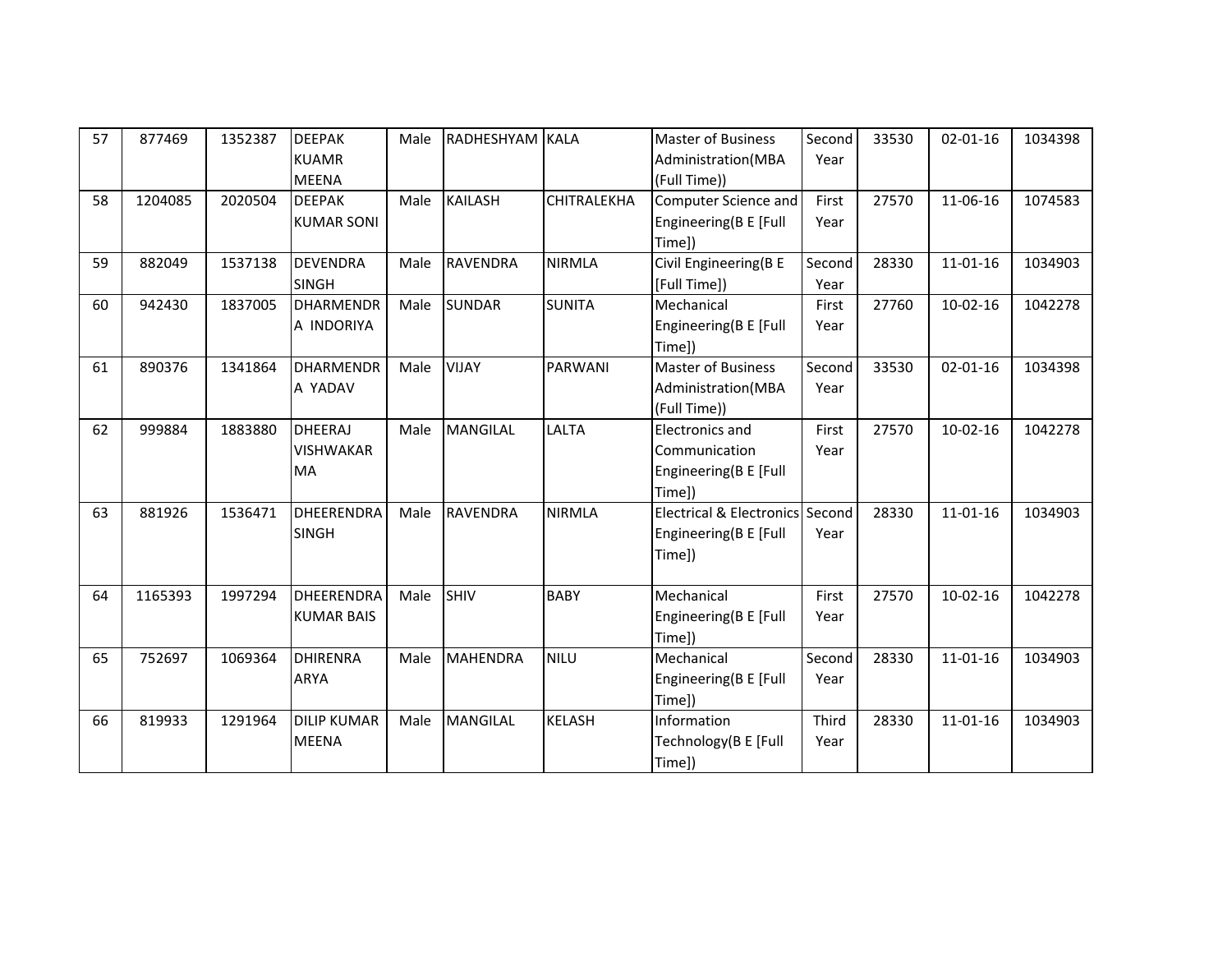| 57 | 877469 | 1352387 | DEEPAK KUAMR MEENA | Male | RADHESHYAM | KALA | Master of Business Administration(MBA (Full Time)) | Second Year | 33530 | 02-01-16 | 1034398 |
|---|---|---|---|---|---|---|---|---|---|---|---|
| 58 | 1204085 | 2020504 | DEEPAK KUMAR SONI | Male | KAILASH | CHITRALEKHA | Computer Science and Engineering(B E [Full Time]) | First Year | 27570 | 11-06-16 | 1074583 |
| 59 | 882049 | 1537138 | DEVENDRA SINGH | Male | RAVENDRA | NIRMLA | Civil Engineering(B E [Full Time]) | Second Year | 28330 | 11-01-16 | 1034903 |
| 60 | 942430 | 1837005 | DHARMENDRA INDORIYA | Male | SUNDAR | SUNITA | Mechanical Engineering(B E [Full Time]) | First Year | 27760 | 10-02-16 | 1042278 |
| 61 | 890376 | 1341864 | DHARMENDRA YADAV | Male | VIJAY | PARWANI | Master of Business Administration(MBA (Full Time)) | Second Year | 33530 | 02-01-16 | 1034398 |
| 62 | 999884 | 1883880 | DHEERAJ VISHWAKARMA | Male | MANGILAL | LALTA | Electronics and Communication Engineering(B E [Full Time]) | First Year | 27570 | 10-02-16 | 1042278 |
| 63 | 881926 | 1536471 | DHEERENDRA SINGH | Male | RAVENDRA | NIRMLA | Electrical & Electronics Engineering(B E [Full Time]) | Second Year | 28330 | 11-01-16 | 1034903 |
| 64 | 1165393 | 1997294 | DHEERENDRA KUMAR BAIS | Male | SHIV | BABY | Mechanical Engineering(B E [Full Time]) | First Year | 27570 | 10-02-16 | 1042278 |
| 65 | 752697 | 1069364 | DHIRENRA ARYA | Male | MAHENDRA | NILU | Mechanical Engineering(B E [Full Time]) | Second Year | 28330 | 11-01-16 | 1034903 |
| 66 | 819933 | 1291964 | DILIP KUMAR MEENA | Male | MANGILAL | KELASH | Information Technology(B E [Full Time]) | Third Year | 28330 | 11-01-16 | 1034903 |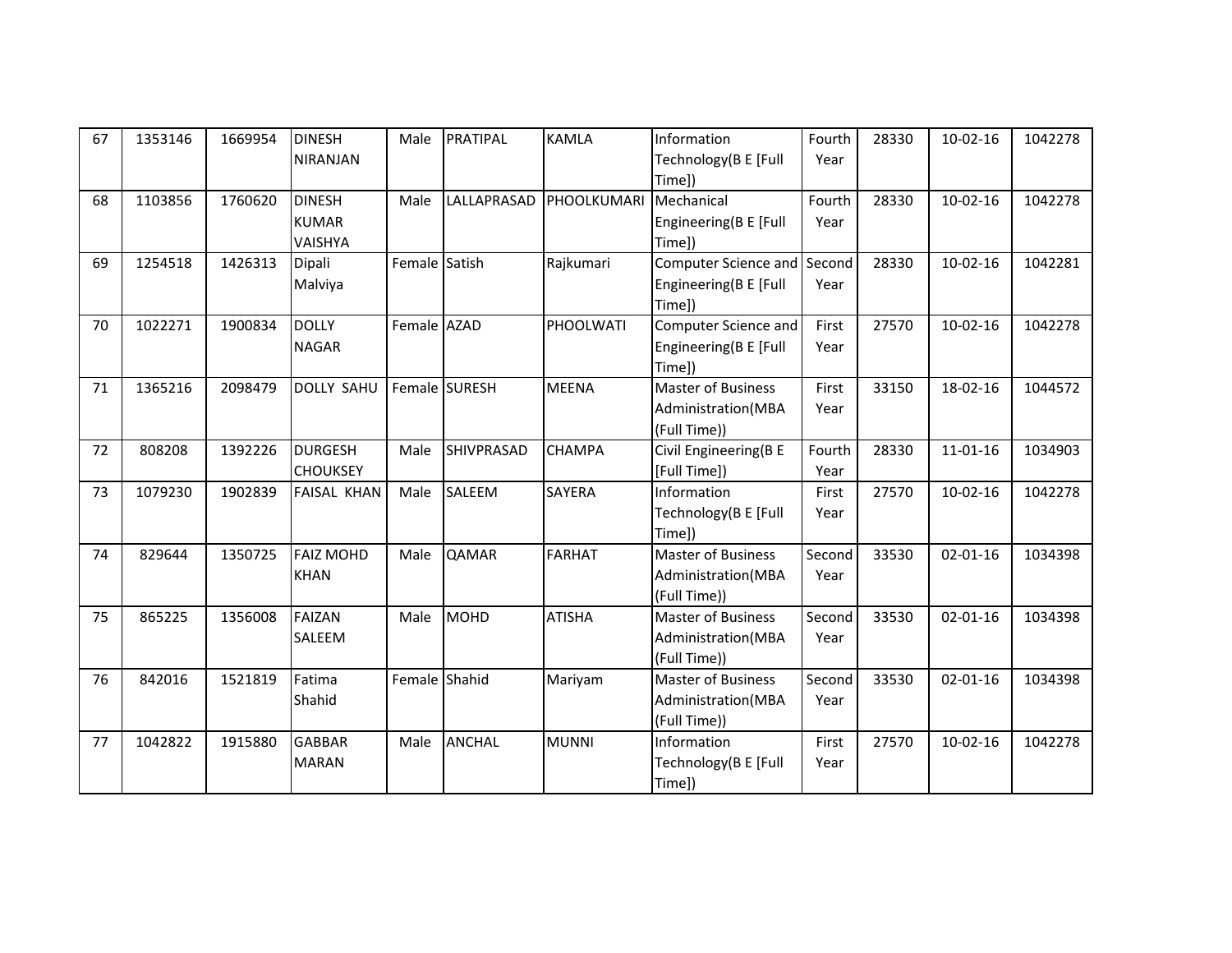| | | | | | | | | | | | |
|---|---|---|---|---|---|---|---|---|---|---|---|
| 67 | 1353146 | 1669954 | DINESH NIRANJAN | Male | PRATIPAL | KAMLA | Information Technology(B E [Full Time]) | Fourth Year | 28330 | 10-02-16 | 1042278 |
| 68 | 1103856 | 1760620 | DINESH KUMAR VAISHYA | Male | LALLAPRASAD | PHOOLKUMARI | Mechanical Engineering(B E [Full Time]) | Fourth Year | 28330 | 10-02-16 | 1042278 |
| 69 | 1254518 | 1426313 | Dipali Malviya | Female | Satish | Rajkumari | Computer Science and Engineering(B E [Full Time]) | Second Year | 28330 | 10-02-16 | 1042281 |
| 70 | 1022271 | 1900834 | DOLLY NAGAR | Female | AZAD | PHOOLWATI | Computer Science and Engineering(B E [Full Time]) | First Year | 27570 | 10-02-16 | 1042278 |
| 71 | 1365216 | 2098479 | DOLLY SAHU | Female | SURESH | MEENA | Master of Business Administration(MBA (Full Time)) | First Year | 33150 | 18-02-16 | 1044572 |
| 72 | 808208 | 1392226 | DURGESH CHOUKSEY | Male | SHIVPRASAD | CHAMPA | Civil Engineering(B E [Full Time]) | Fourth Year | 28330 | 11-01-16 | 1034903 |
| 73 | 1079230 | 1902839 | FAISAL KHAN | Male | SALEEM | SAYERA | Information Technology(B E [Full Time]) | First Year | 27570 | 10-02-16 | 1042278 |
| 74 | 829644 | 1350725 | FAIZ MOHD KHAN | Male | QAMAR | FARHAT | Master of Business Administration(MBA (Full Time)) | Second Year | 33530 | 02-01-16 | 1034398 |
| 75 | 865225 | 1356008 | FAIZAN SALEEM | Male | MOHD | ATISHA | Master of Business Administration(MBA (Full Time)) | Second Year | 33530 | 02-01-16 | 1034398 |
| 76 | 842016 | 1521819 | Fatima Shahid | Female | Shahid | Mariyam | Master of Business Administration(MBA (Full Time)) | Second Year | 33530 | 02-01-16 | 1034398 |
| 77 | 1042822 | 1915880 | GABBAR MARAN | Male | ANCHAL | MUNNI | Information Technology(B E [Full Time]) | First Year | 27570 | 10-02-16 | 1042278 |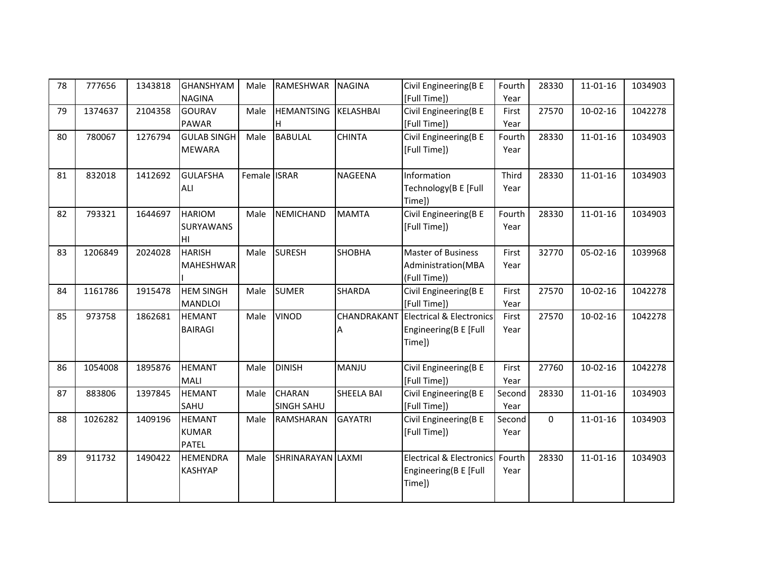| 78 | 777656 | 1343818 | GHANSHYAM NAGINA | Male | RAMESHWAR | NAGINA | Civil Engineering(B E [Full Time]) | Fourth Year | 28330 | 11-01-16 | 1034903 |
|---|---|---|---|---|---|---|---|---|---|---|---|
| 79 | 1374637 | 2104358 | GOURAV PAWAR | Male | HEMANTSINGH | KELASHBAI | Civil Engineering(B E [Full Time]) | First Year | 27570 | 10-02-16 | 1042278 |
| 80 | 780067 | 1276794 | GULAB SINGH MEWARA | Male | BABULAL | CHINTA | Civil Engineering(B E [Full Time]) | Fourth Year | 28330 | 11-01-16 | 1034903 |
| 81 | 832018 | 1412692 | GULAFSHA ALI | Female | ISRAR | NAGEENA | Information Technology(B E [Full Time]) | Third Year | 28330 | 11-01-16 | 1034903 |
| 82 | 793321 | 1644697 | HARIOM SURYAWANSHI | Male | NEMICHAND | MAMTA | Civil Engineering(B E [Full Time]) | Fourth Year | 28330 | 11-01-16 | 1034903 |
| 83 | 1206849 | 2024028 | HARISH MAHESHWARI | Male | SURESH | SHOBHA | Master of Business Administration(MBA (Full Time)) | First Year | 32770 | 05-02-16 | 1039968 |
| 84 | 1161786 | 1915478 | HEM SINGH MANDLOI | Male | SUMER | SHARDA | Civil Engineering(B E [Full Time]) | First Year | 27570 | 10-02-16 | 1042278 |
| 85 | 973758 | 1862681 | HEMANT BAIRAGI | Male | VINOD | CHANDRAKANTA | Electrical & Electronics Engineering(B E [Full Time]) | First Year | 27570 | 10-02-16 | 1042278 |
| 86 | 1054008 | 1895876 | HEMANT MALI | Male | DINISH | MANJU | Civil Engineering(B E [Full Time]) | First Year | 27760 | 10-02-16 | 1042278 |
| 87 | 883806 | 1397845 | HEMANT SAHU | Male | CHARAN SINGH SAHU | SHEELA BAI | Civil Engineering(B E [Full Time]) | Second Year | 28330 | 11-01-16 | 1034903 |
| 88 | 1026282 | 1409196 | HEMANT KUMAR PATEL | Male | RAMSHARAN | GAYATRI | Civil Engineering(B E [Full Time]) | Second Year | 0 | 11-01-16 | 1034903 |
| 89 | 911732 | 1490422 | HEMENDRA KASHYAP | Male | SHRINARAYAN | LAXMI | Electrical & Electronics Engineering(B E [Full Time]) | Fourth Year | 28330 | 11-01-16 | 1034903 |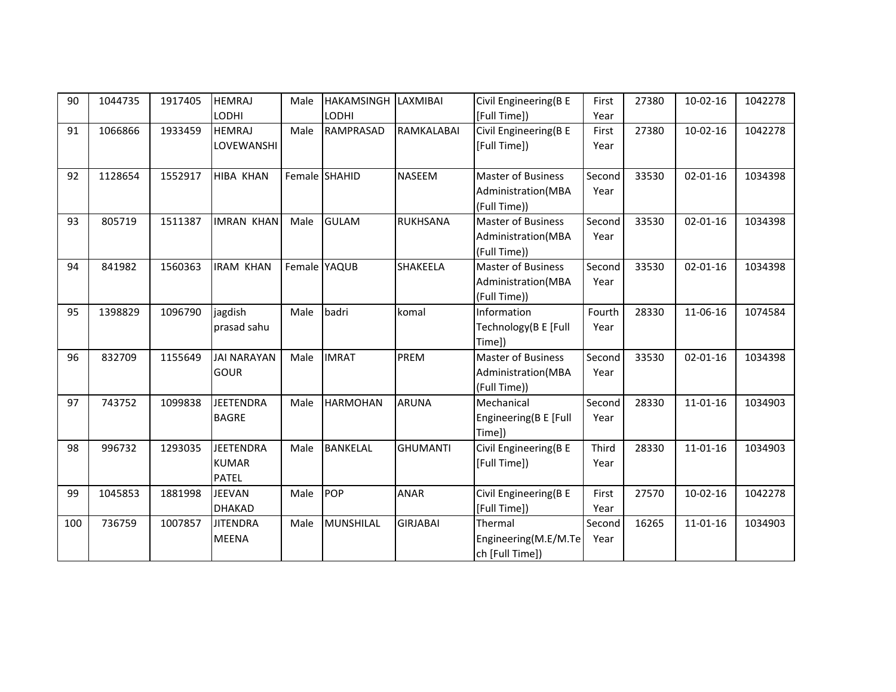| 90 | 1044735 | 1917405 | HEMRAJ LODHI | Male | HAKAMSINGH LODHI | LAXMIBAI | Civil Engineering(B E [Full Time]) | First Year | 27380 | 10-02-16 | 1042278 |
|---|---|---|---|---|---|---|---|---|---|---|---|
| 91 | 1066866 | 1933459 | HEMRAJ LOVEWANSHI | Male | RAMPRASAD | RAMKALABAI | Civil Engineering(B E [Full Time]) | First Year | 27380 | 10-02-16 | 1042278 |
| 92 | 1128654 | 1552917 | HIBA KHAN | Female | SHAHID | NASEEM | Master of Business Administration(MBA (Full Time)) | Second Year | 33530 | 02-01-16 | 1034398 |
| 93 | 805719 | 1511387 | IMRAN KHAN | Male | GULAM | RUKHSANA | Master of Business Administration(MBA (Full Time)) | Second Year | 33530 | 02-01-16 | 1034398 |
| 94 | 841982 | 1560363 | IRAM KHAN | Female | YAQUB | SHAKEELA | Master of Business Administration(MBA (Full Time)) | Second Year | 33530 | 02-01-16 | 1034398 |
| 95 | 1398829 | 1096790 | jagdish prasad sahu | Male | badri | komal | Information Technology(B E [Full Time]) | Fourth Year | 28330 | 11-06-16 | 1074584 |
| 96 | 832709 | 1155649 | JAI NARAYAN GOUR | Male | IMRAT | PREM | Master of Business Administration(MBA (Full Time)) | Second Year | 33530 | 02-01-16 | 1034398 |
| 97 | 743752 | 1099838 | JEETENDRA BAGRE | Male | HARMOHAN | ARUNA | Mechanical Engineering(B E [Full Time]) | Second Year | 28330 | 11-01-16 | 1034903 |
| 98 | 996732 | 1293035 | JEETENDRA KUMAR PATEL | Male | BANKELAL | GHUMANTI | Civil Engineering(B E [Full Time]) | Third Year | 28330 | 11-01-16 | 1034903 |
| 99 | 1045853 | 1881998 | JEEVAN DHAKAD | Male | POP | ANAR | Civil Engineering(B E [Full Time]) | First Year | 27570 | 10-02-16 | 1042278 |
| 100 | 736759 | 1007857 | JITENDRA MEENA | Male | MUNSHILAL | GIRJABAI | Thermal Engineering(M.E/M.Tech [Full Time]) | Second Year | 16265 | 11-01-16 | 1034903 |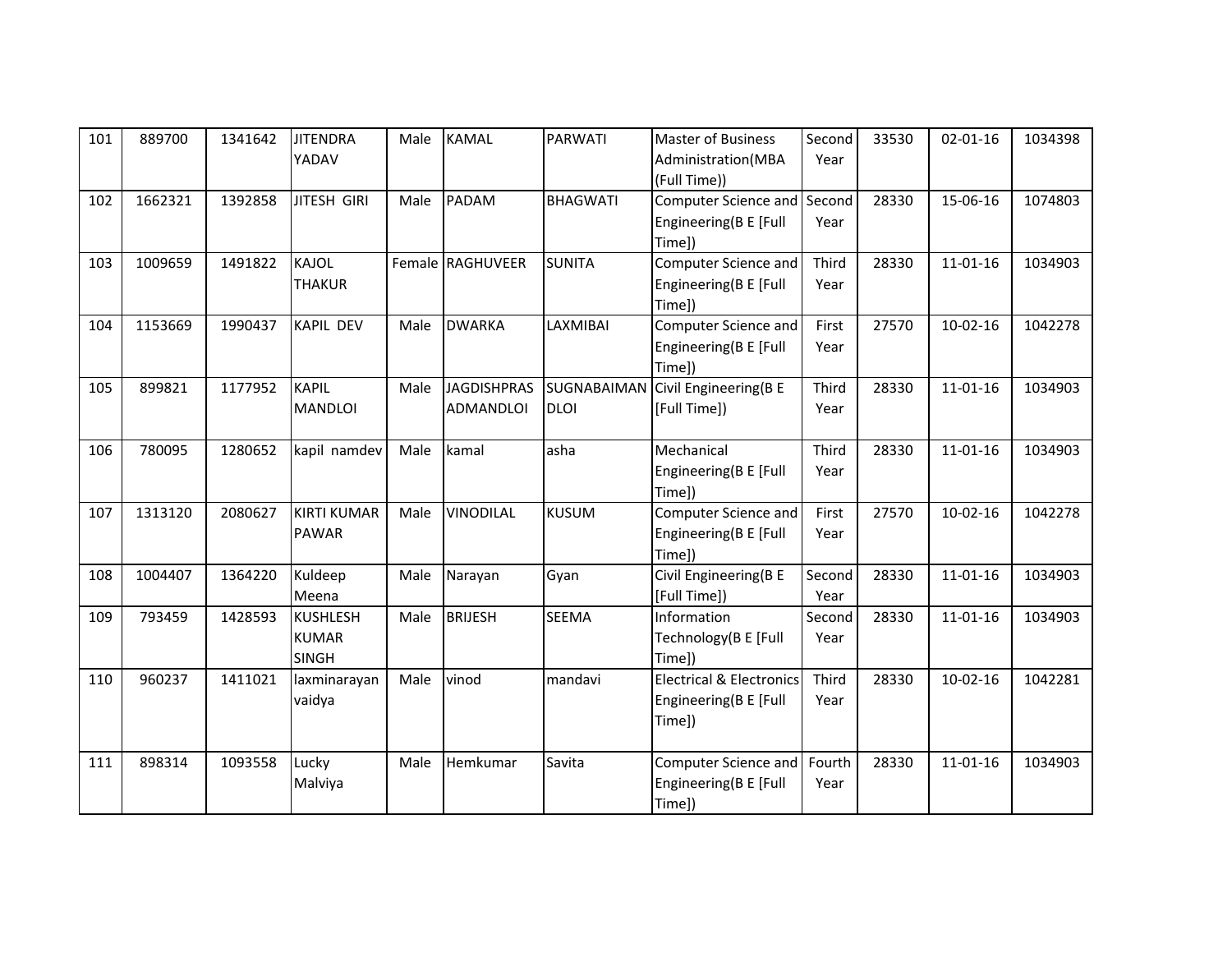| | | | | | | | | | | | |
|---|---|---|---|---|---|---|---|---|---|---|---|
| 101 | 889700 | 1341642 | JITENDRA YADAV | Male | KAMAL | PARWATI | Master of Business Administration(MBA (Full Time)) | Second Year | 33530 | 02-01-16 | 1034398 |
| 102 | 1662321 | 1392858 | JITESH GIRI | Male | PADAM | BHAGWATI | Computer Science and Engineering(B E [Full Time]) | Second Year | 28330 | 15-06-16 | 1074803 |
| 103 | 1009659 | 1491822 | KAJOL THAKUR | Female | RAGHUVEER | SUNITA | Computer Science and Engineering(B E [Full Time]) | Third Year | 28330 | 11-01-16 | 1034903 |
| 104 | 1153669 | 1990437 | KAPIL DEV | Male | DWARKA | LAXMIBAI | Computer Science and Engineering(B E [Full Time]) | First Year | 27570 | 10-02-16 | 1042278 |
| 105 | 899821 | 1177952 | KAPIL MANDLOI | Male | JAGDISHPRASADMANDLOI | SUGNABAIMANDLOI | Civil Engineering(B E [Full Time]) | Third Year | 28330 | 11-01-16 | 1034903 |
| 106 | 780095 | 1280652 | kapil namdev | Male | kamal | asha | Mechanical Engineering(B E [Full Time]) | Third Year | 28330 | 11-01-16 | 1034903 |
| 107 | 1313120 | 2080627 | KIRTI KUMAR PAWAR | Male | VINODILAL | KUSUM | Computer Science and Engineering(B E [Full Time]) | First Year | 27570 | 10-02-16 | 1042278 |
| 108 | 1004407 | 1364220 | Kuldeep Meena | Male | Narayan | Gyan | Civil Engineering(B E [Full Time]) | Second Year | 28330 | 11-01-16 | 1034903 |
| 109 | 793459 | 1428593 | KUSHLESH KUMAR SINGH | Male | BRIJESH | SEEMA | Information Technology(B E [Full Time]) | Second Year | 28330 | 11-01-16 | 1034903 |
| 110 | 960237 | 1411021 | laxminarayan vaidya | Male | vinod | mandavi | Electrical & Electronics Engineering(B E [Full Time]) | Third Year | 28330 | 10-02-16 | 1042281 |
| 111 | 898314 | 1093558 | Lucky Malviya | Male | Hemkumar | Savita | Computer Science and Engineering(B E [Full Time]) | Fourth Year | 28330 | 11-01-16 | 1034903 |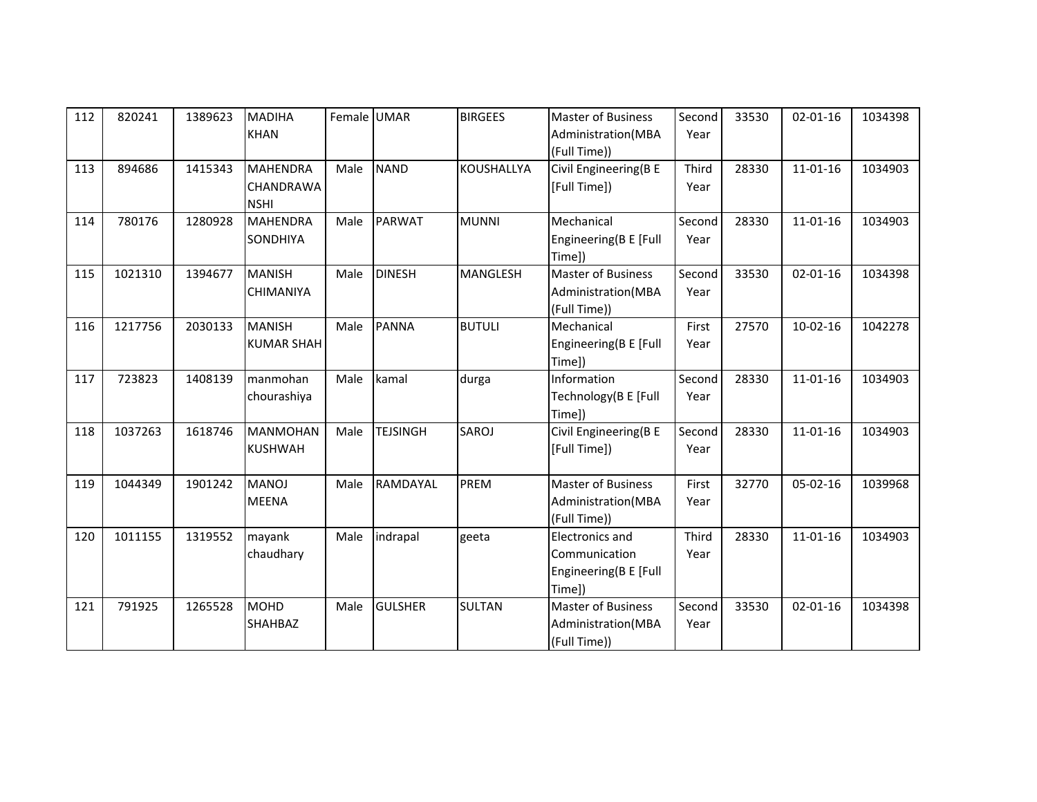| 112 | 820241 | 1389623 | MADIHA KHAN | Female | UMAR | BIRGEES | Master of Business Administration(MBA (Full Time)) | Second Year | 33530 | 02-01-16 | 1034398 |
|---|---|---|---|---|---|---|---|---|---|---|---|
| 113 | 894686 | 1415343 | MAHENDRA CHANDRAWANSHI | Male | NAND | KOUSHALLYA | Civil Engineering(B E [Full Time]) | Third Year | 28330 | 11-01-16 | 1034903 |
| 114 | 780176 | 1280928 | MAHENDRA SONDHIYA | Male | PARWAT | MUNNI | Mechanical Engineering(B E [Full Time]) | Second Year | 28330 | 11-01-16 | 1034903 |
| 115 | 1021310 | 1394677 | MANISH CHIMANIYA | Male | DINESH | MANGLESH | Master of Business Administration(MBA (Full Time)) | Second Year | 33530 | 02-01-16 | 1034398 |
| 116 | 1217756 | 2030133 | MANISH KUMAR SHAH | Male | PANNA | BUTULI | Mechanical Engineering(B E [Full Time]) | First Year | 27570 | 10-02-16 | 1042278 |
| 117 | 723823 | 1408139 | manmohan chourashiya | Male | kamal | durga | Information Technology(B E [Full Time]) | Second Year | 28330 | 11-01-16 | 1034903 |
| 118 | 1037263 | 1618746 | MANMOHAN KUSHWAH | Male | TEJSINGH | SAROJ | Civil Engineering(B E [Full Time]) | Second Year | 28330 | 11-01-16 | 1034903 |
| 119 | 1044349 | 1901242 | MANOJ MEENA | Male | RAMDAYAL | PREM | Master of Business Administration(MBA (Full Time)) | First Year | 32770 | 05-02-16 | 1039968 |
| 120 | 1011155 | 1319552 | mayank chaudhary | Male | indrapal | geeta | Electronics and Communication Engineering(B E [Full Time]) | Third Year | 28330 | 11-01-16 | 1034903 |
| 121 | 791925 | 1265528 | MOHD SHAHBAZ | Male | GULSHER | SULTAN | Master of Business Administration(MBA (Full Time)) | Second Year | 33530 | 02-01-16 | 1034398 |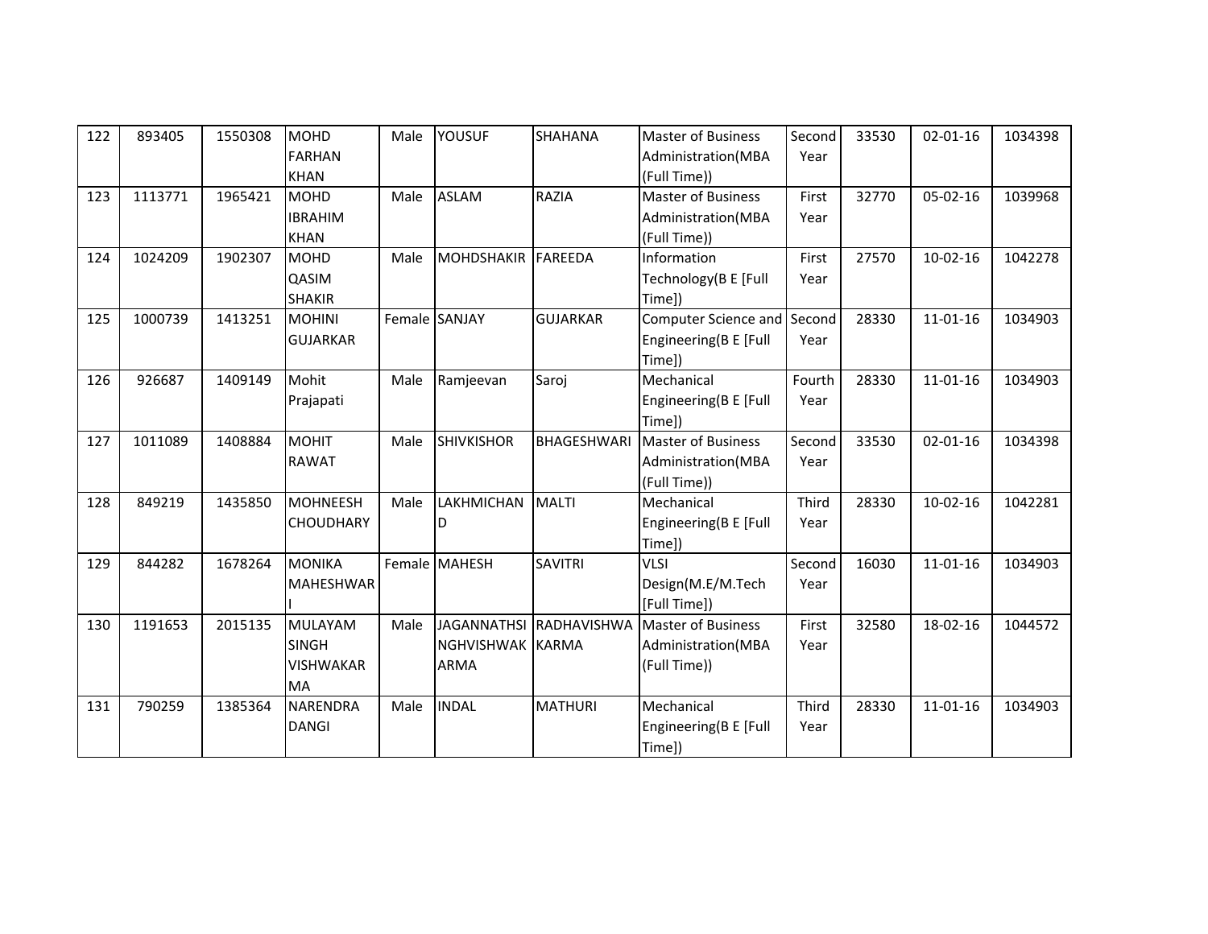| 122 | 893405 | 1550308 | MOHD FARHAN KHAN | Male | YOUSUF | SHAHANA | Master of Business Administration(MBA (Full Time)) | Second Year | 33530 | 02-01-16 | 1034398 |
|---|---|---|---|---|---|---|---|---|---|---|---|
| 123 | 1113771 | 1965421 | MOHD IBRAHIM KHAN | Male | ASLAM | RAZIA | Master of Business Administration(MBA (Full Time)) | First Year | 32770 | 05-02-16 | 1039968 |
| 124 | 1024209 | 1902307 | MOHD QASIM SHAKIR | Male | MOHDSHAKIR | FAREEDA | Information Technology(B E [Full Time]) | First Year | 27570 | 10-02-16 | 1042278 |
| 125 | 1000739 | 1413251 | MOHINI GUJARKAR | Female | SANJAY | GUJARKAR | Computer Science and Engineering(B E [Full Time]) | Second Year | 28330 | 11-01-16 | 1034903 |
| 126 | 926687 | 1409149 | Mohit Prajapati | Male | Ramjeevan | Saroj | Mechanical Engineering(B E [Full Time]) | Fourth Year | 28330 | 11-01-16 | 1034903 |
| 127 | 1011089 | 1408884 | MOHIT RAWAT | Male | SHIVKISHOR | BHAGESHWARI | Master of Business Administration(MBA (Full Time)) | Second Year | 33530 | 02-01-16 | 1034398 |
| 128 | 849219 | 1435850 | MOHNEESH CHOUDHARY | Male | LAKHMICHAND | MALTI | Mechanical Engineering(B E [Full Time]) | Third Year | 28330 | 10-02-16 | 1042281 |
| 129 | 844282 | 1678264 | MONIKA MAHESHWARI | Female | MAHESH | SAVITRI | VLSI Design(M.E/M.Tech [Full Time]) | Second Year | 16030 | 11-01-16 | 1034903 |
| 130 | 1191653 | 2015135 | MULAYAM SINGH VISHWAKARMA | Male | JAGANNATHSINGHVISHWAKARMA | RADHAVISHWAKARMA | Master of Business Administration(MBA (Full Time)) | First Year | 32580 | 18-02-16 | 1044572 |
| 131 | 790259 | 1385364 | NARENDRA DANGI | Male | INDAL | MATHURI | Mechanical Engineering(B E [Full Time]) | Third Year | 28330 | 11-01-16 | 1034903 |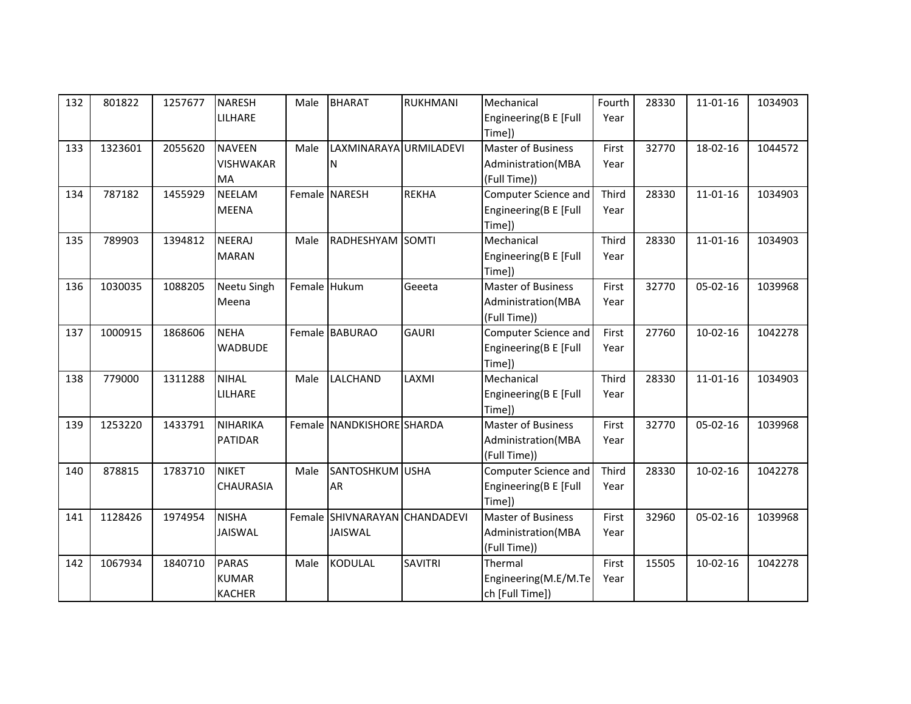| 132 | 801822 | 1257677 | NARESH LILHARE | Male | BHARAT | RUKHMANI | Mechanical Engineering(B E [Full Time]) | Fourth Year | 28330 | 11-01-16 | 1034903 |
|---|---|---|---|---|---|---|---|---|---|---|---|
| 133 | 1323601 | 2055620 | NAVEEN VISHWAKARMA | Male | LAXMINARAYAN | URMILADEVI | Master of Business Administration(MBA (Full Time)) | First Year | 32770 | 18-02-16 | 1044572 |
| 134 | 787182 | 1455929 | NEELAM MEENA | Female | NARESH | REKHA | Computer Science and Engineering(B E [Full Time]) | Third Year | 28330 | 11-01-16 | 1034903 |
| 135 | 789903 | 1394812 | NEERAJ MARAN | Male | RADHESHYAM | SOMTI | Mechanical Engineering(B E [Full Time]) | Third Year | 28330 | 11-01-16 | 1034903 |
| 136 | 1030035 | 1088205 | Neetu Singh Meena | Female | Hukum | Geeeta | Master of Business Administration(MBA (Full Time)) | First Year | 32770 | 05-02-16 | 1039968 |
| 137 | 1000915 | 1868606 | NEHA WADBUDE | Female | BABURAO | GAURI | Computer Science and Engineering(B E [Full Time]) | First Year | 27760 | 10-02-16 | 1042278 |
| 138 | 779000 | 1311288 | NIHAL LILHARE | Male | LALCHAND | LAXMI | Mechanical Engineering(B E [Full Time]) | Third Year | 28330 | 11-01-16 | 1034903 |
| 139 | 1253220 | 1433791 | NIHARIKA PATIDAR | Female | NANDKISHORE | SHARDA | Master of Business Administration(MBA (Full Time)) | First Year | 32770 | 05-02-16 | 1039968 |
| 140 | 878815 | 1783710 | NIKET CHAURASIA | Male | SANTOSHKUMAR | USHA | Computer Science and Engineering(B E [Full Time]) | Third Year | 28330 | 10-02-16 | 1042278 |
| 141 | 1128426 | 1974954 | NISHA JAISWAL | Female | SHIVNARAYAN JAISWAL | CHANDADEVI | Master of Business Administration(MBA (Full Time)) | First Year | 32960 | 05-02-16 | 1039968 |
| 142 | 1067934 | 1840710 | PARAS KUMAR KACHER | Male | KODULAL | SAVITRI | Thermal Engineering(M.E/M.Tech [Full Time]) | First Year | 15505 | 10-02-16 | 1042278 |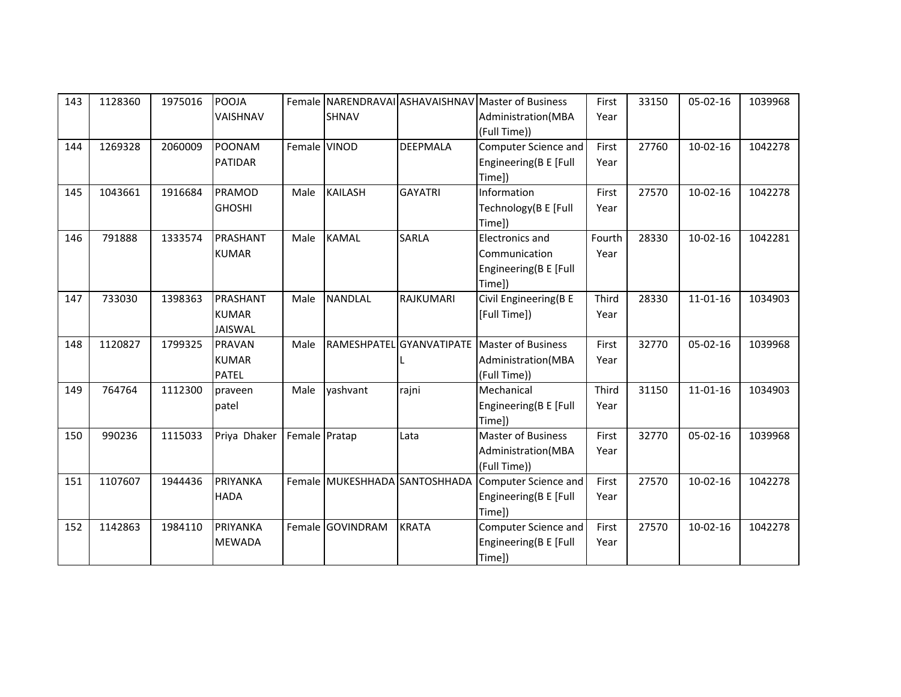| | | | | | | | | | | | |
|---|---|---|---|---|---|---|---|---|---|---|---|
| 143 | 1128360 | 1975016 | POOJA VAISHNAV | Female | NARENDRAVAISHNAV | ASHAVAISHNAV | Master of Business Administration(MBA (Full Time)) | First Year | 33150 | 05-02-16 | 1039968 |
| 144 | 1269328 | 2060009 | POONAM PATIDAR | Female | VINOD | DEEPMALA | Computer Science and Engineering(B E [Full Time]) | First Year | 27760 | 10-02-16 | 1042278 |
| 145 | 1043661 | 1916684 | PRAMOD GHOSHI | Male | KAILASH | GAYATRI | Information Technology(B E [Full Time]) | First Year | 27570 | 10-02-16 | 1042278 |
| 146 | 791888 | 1333574 | PRASHANT KUMAR | Male | KAMAL | SARLA | Electronics and Communication Engineering(B E [Full Time]) | Fourth Year | 28330 | 10-02-16 | 1042281 |
| 147 | 733030 | 1398363 | PRASHANT KUMAR JAISWAL | Male | NANDLAL | RAJKUMARI | Civil Engineering(B E [Full Time]) | Third Year | 28330 | 11-01-16 | 1034903 |
| 148 | 1120827 | 1799325 | PRAVAN KUMAR PATEL | Male | RAMESHPATEL | GYANVATIPATEL | Master of Business Administration(MBA (Full Time)) | First Year | 32770 | 05-02-16 | 1039968 |
| 149 | 764764 | 1112300 | praveen patel | Male | yashvant | rajni | Mechanical Engineering(B E [Full Time]) | Third Year | 31150 | 11-01-16 | 1034903 |
| 150 | 990236 | 1115033 | Priya Dhaker | Female | Pratap | Lata | Master of Business Administration(MBA (Full Time)) | First Year | 32770 | 05-02-16 | 1039968 |
| 151 | 1107607 | 1944436 | PRIYANKA HADA | Female | MUKESHHADA | SANTOSHHADA | Computer Science and Engineering(B E [Full Time]) | First Year | 27570 | 10-02-16 | 1042278 |
| 152 | 1142863 | 1984110 | PRIYANKA MEWADA | Female | GOVINDRAM | KRATA | Computer Science and Engineering(B E [Full Time]) | First Year | 27570 | 10-02-16 | 1042278 |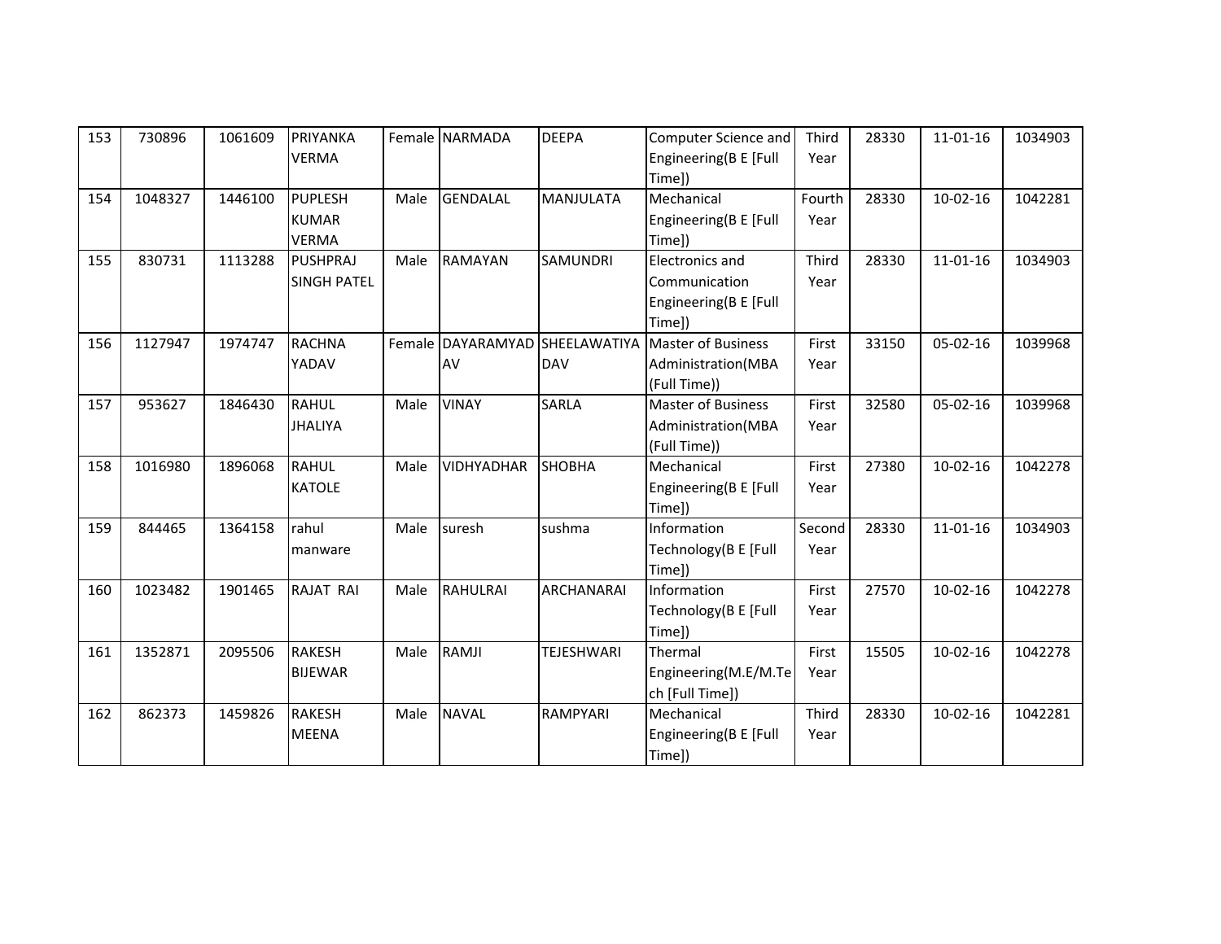| 153 | 730896 | 1061609 | PRIYANKA VERMA | Female | NARMADA | DEEPA | Computer Science and Engineering(B E [Full Time]) | Third Year | 28330 | 11-01-16 | 1034903 |
|---|---|---|---|---|---|---|---|---|---|---|---|
| 154 | 1048327 | 1446100 | PUPLESH KUMAR VERMA | Male | GENDALAL | MANJULATA | Mechanical Engineering(B E [Full Time]) | Fourth Year | 28330 | 10-02-16 | 1042281 |
| 155 | 830731 | 1113288 | PUSHPRAJ SINGH PATEL | Male | RAMAYAN | SAMUNDRI | Electronics and Communication Engineering(B E [Full Time]) | Third Year | 28330 | 11-01-16 | 1034903 |
| 156 | 1127947 | 1974747 | RACHNA YADAV | Female | DAYARAMYADAV | SHEELAWATIYADAV | Master of Business Administration(MBA (Full Time)) | First Year | 33150 | 05-02-16 | 1039968 |
| 157 | 953627 | 1846430 | RAHUL JHALIYA | Male | VINAY | SARLA | Master of Business Administration(MBA (Full Time)) | First Year | 32580 | 05-02-16 | 1039968 |
| 158 | 1016980 | 1896068 | RAHUL KATOLE | Male | VIDHYADHAR | SHOBHA | Mechanical Engineering(B E [Full Time]) | First Year | 27380 | 10-02-16 | 1042278 |
| 159 | 844465 | 1364158 | rahul manware | Male | suresh | sushma | Information Technology(B E [Full Time]) | Second Year | 28330 | 11-01-16 | 1034903 |
| 160 | 1023482 | 1901465 | RAJAT RAI | Male | RAHULRAI | ARCHANARAI | Information Technology(B E [Full Time]) | First Year | 27570 | 10-02-16 | 1042278 |
| 161 | 1352871 | 2095506 | RAKESH BIJEWAR | Male | RAMJI | TEJESHWARI | Thermal Engineering(M.E/M.Tech [Full Time]) | First Year | 15505 | 10-02-16 | 1042278 |
| 162 | 862373 | 1459826 | RAKESH MEENA | Male | NAVAL | RAMPYARI | Mechanical Engineering(B E [Full Time]) | Third Year | 28330 | 10-02-16 | 1042281 |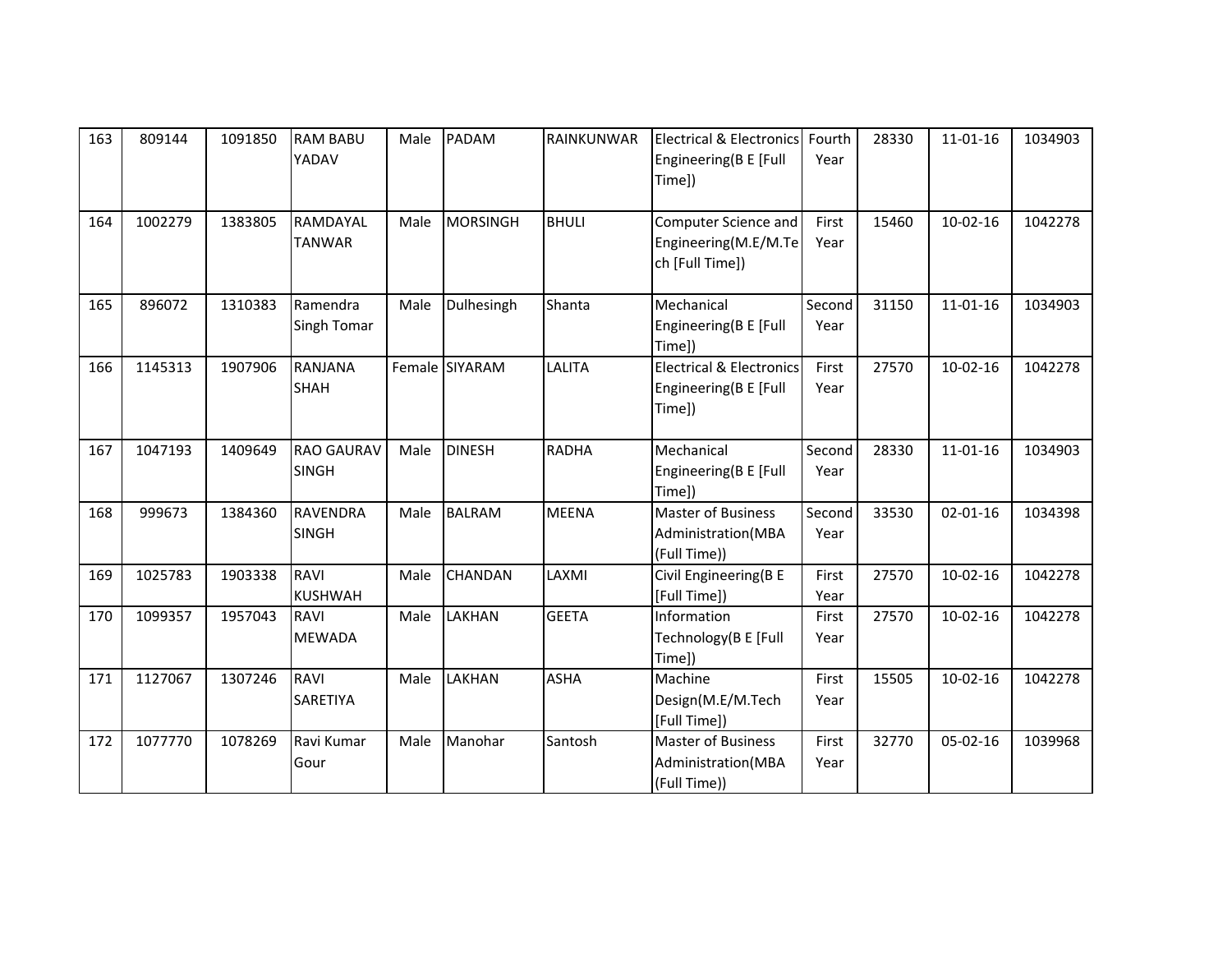| | | | | | | | | | | | |
|---|---|---|---|---|---|---|---|---|---|---|---|
| 163 | 809144 | 1091850 | RAM BABU YADAV | Male | PADAM | RAINKUNWAR | Electrical & Electronics Engineering(B E [Full Time]) | Fourth Year | 28330 | 11-01-16 | 1034903 |
| 164 | 1002279 | 1383805 | RAMDAYAL TANWAR | Male | MORSINGH | BHULI | Computer Science and Engineering(M.E/M.Tech [Full Time]) | First Year | 15460 | 10-02-16 | 1042278 |
| 165 | 896072 | 1310383 | Ramendra Singh Tomar | Male | Dulhesingh | Shanta | Mechanical Engineering(B E [Full Time]) | Second Year | 31150 | 11-01-16 | 1034903 |
| 166 | 1145313 | 1907906 | RANJANA SHAH | Female | SIYARAM | LALITA | Electrical & Electronics Engineering(B E [Full Time]) | First Year | 27570 | 10-02-16 | 1042278 |
| 167 | 1047193 | 1409649 | RAO GAURAV SINGH | Male | DINESH | RADHA | Mechanical Engineering(B E [Full Time]) | Second Year | 28330 | 11-01-16 | 1034903 |
| 168 | 999673 | 1384360 | RAVENDRA SINGH | Male | BALRAM | MEENA | Master of Business Administration(MBA (Full Time)) | Second Year | 33530 | 02-01-16 | 1034398 |
| 169 | 1025783 | 1903338 | RAVI KUSHWAH | Male | CHANDAN | LAXMI | Civil Engineering(B E [Full Time]) | First Year | 27570 | 10-02-16 | 1042278 |
| 170 | 1099357 | 1957043 | RAVI MEWADA | Male | LAKHAN | GEETA | Information Technology(B E [Full Time]) | First Year | 27570 | 10-02-16 | 1042278 |
| 171 | 1127067 | 1307246 | RAVI SARETIYA | Male | LAKHAN | ASHA | Machine Design(M.E/M.Tech [Full Time]) | First Year | 15505 | 10-02-16 | 1042278 |
| 172 | 1077770 | 1078269 | Ravi Kumar Gour | Male | Manohar | Santosh | Master of Business Administration(MBA (Full Time)) | First Year | 32770 | 05-02-16 | 1039968 |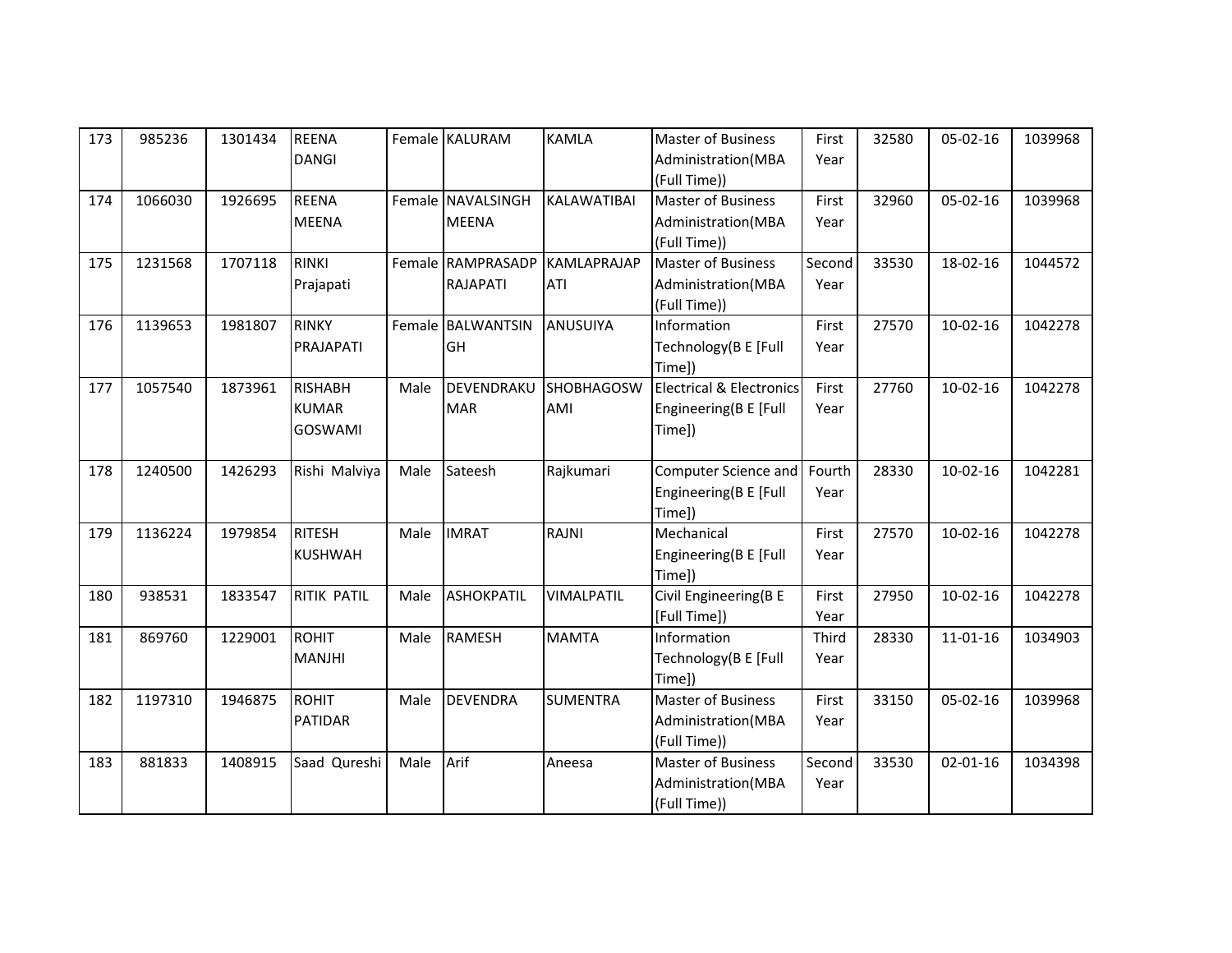| 173 | 985236 | 1301434 | REENA DANGI | Female | KALURAM | KAMLA | Master of Business Administration(MBA (Full Time)) | First Year | 32580 | 05-02-16 | 1039968 |
|---|---|---|---|---|---|---|---|---|---|---|---|
| 174 | 1066030 | 1926695 | REENA MEENA | Female | NAVALSINGH MEENA | KALAWATIBAI | Master of Business Administration(MBA (Full Time)) | First Year | 32960 | 05-02-16 | 1039968 |
| 175 | 1231568 | 1707118 | RINKI Prajapati | Female | RAMPRASADP RAJAPATI | KAMLAPRAJAP ATI | Master of Business Administration(MBA (Full Time)) | Second Year | 33530 | 18-02-16 | 1044572 |
| 176 | 1139653 | 1981807 | RINKY PRAJAPATI | Female | BALWANTSIN GH | ANUSUIYA | Information Technology(B E [Full Time]) | First Year | 27570 | 10-02-16 | 1042278 |
| 177 | 1057540 | 1873961 | RISHABH KUMAR GOSWAMI | Male | DEVENDRAKU MAR | SHOBHAGOSW AMI | Electrical & Electronics Engineering(B E [Full Time]) | First Year | 27760 | 10-02-16 | 1042278 |
| 178 | 1240500 | 1426293 | Rishi Malviya | Male | Sateesh | Rajkumari | Computer Science and Engineering(B E [Full Time]) | Fourth Year | 28330 | 10-02-16 | 1042281 |
| 179 | 1136224 | 1979854 | RITESH KUSHWAH | Male | IMRAT | RAJNI | Mechanical Engineering(B E [Full Time]) | First Year | 27570 | 10-02-16 | 1042278 |
| 180 | 938531 | 1833547 | RITIK PATIL | Male | ASHOKPATIL | VIMALPATIL | Civil Engineering(B E [Full Time]) | First Year | 27950 | 10-02-16 | 1042278 |
| 181 | 869760 | 1229001 | ROHIT MANJHI | Male | RAMESH | MAMTA | Information Technology(B E [Full Time]) | Third Year | 28330 | 11-01-16 | 1034903 |
| 182 | 1197310 | 1946875 | ROHIT PATIDAR | Male | DEVENDRA | SUMENTRA | Master of Business Administration(MBA (Full Time)) | First Year | 33150 | 05-02-16 | 1039968 |
| 183 | 881833 | 1408915 | Saad Qureshi | Male | Arif | Aneesa | Master of Business Administration(MBA (Full Time)) | Second Year | 33530 | 02-01-16 | 1034398 |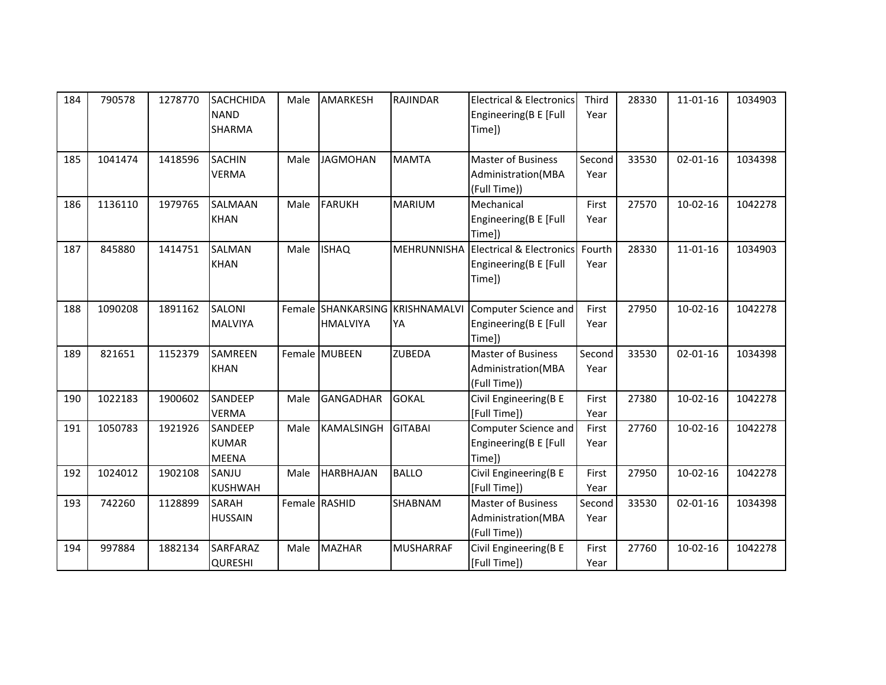| | | | | | | | | | | | |
|---|---|---|---|---|---|---|---|---|---|---|---|
| 184 | 790578 | 1278770 | SACHCHIDA NAND SHARMA | Male | AMARKESH | RAJINDAR | Electrical & Electronics Engineering(B E [Full Time]) | Third Year | 28330 | 11-01-16 | 1034903 |
| 185 | 1041474 | 1418596 | SACHIN VERMA | Male | JAGMOHAN | MAMTA | Master of Business Administration(MBA (Full Time)) | Second Year | 33530 | 02-01-16 | 1034398 |
| 186 | 1136110 | 1979765 | SALMAAN KHAN | Male | FARUKH | MARIUM | Mechanical Engineering(B E [Full Time]) | First Year | 27570 | 10-02-16 | 1042278 |
| 187 | 845880 | 1414751 | SALMAN KHAN | Male | ISHAQ | MEHRUNNISHA | Electrical & Electronics Engineering(B E [Full Time]) | Fourth Year | 28330 | 11-01-16 | 1034903 |
| 188 | 1090208 | 1891162 | SALONI MALVIYA | Female | SHANKARSING HMALVIYA | KRISHNAMALVI YA | Computer Science and Engineering(B E [Full Time]) | First Year | 27950 | 10-02-16 | 1042278 |
| 189 | 821651 | 1152379 | SAMREEN KHAN | Female | MUBEEN | ZUBEDA | Master of Business Administration(MBA (Full Time)) | Second Year | 33530 | 02-01-16 | 1034398 |
| 190 | 1022183 | 1900602 | SANDEEP VERMA | Male | GANGADHAR | GOKAL | Civil Engineering(B E [Full Time]) | First Year | 27380 | 10-02-16 | 1042278 |
| 191 | 1050783 | 1921926 | SANDEEP KUMAR MEENA | Male | KAMALSINGH | GITABAI | Computer Science and Engineering(B E [Full Time]) | First Year | 27760 | 10-02-16 | 1042278 |
| 192 | 1024012 | 1902108 | SANJU KUSHWAH | Male | HARBHAJAN | BALLO | Civil Engineering(B E [Full Time]) | First Year | 27950 | 10-02-16 | 1042278 |
| 193 | 742260 | 1128899 | SARAH HUSSAIN | Female | RASHID | SHABNAM | Master of Business Administration(MBA (Full Time)) | Second Year | 33530 | 02-01-16 | 1034398 |
| 194 | 997884 | 1882134 | SARFARAZ QURESHI | Male | MAZHAR | MUSHARRAF | Civil Engineering(B E [Full Time]) | First Year | 27760 | 10-02-16 | 1042278 |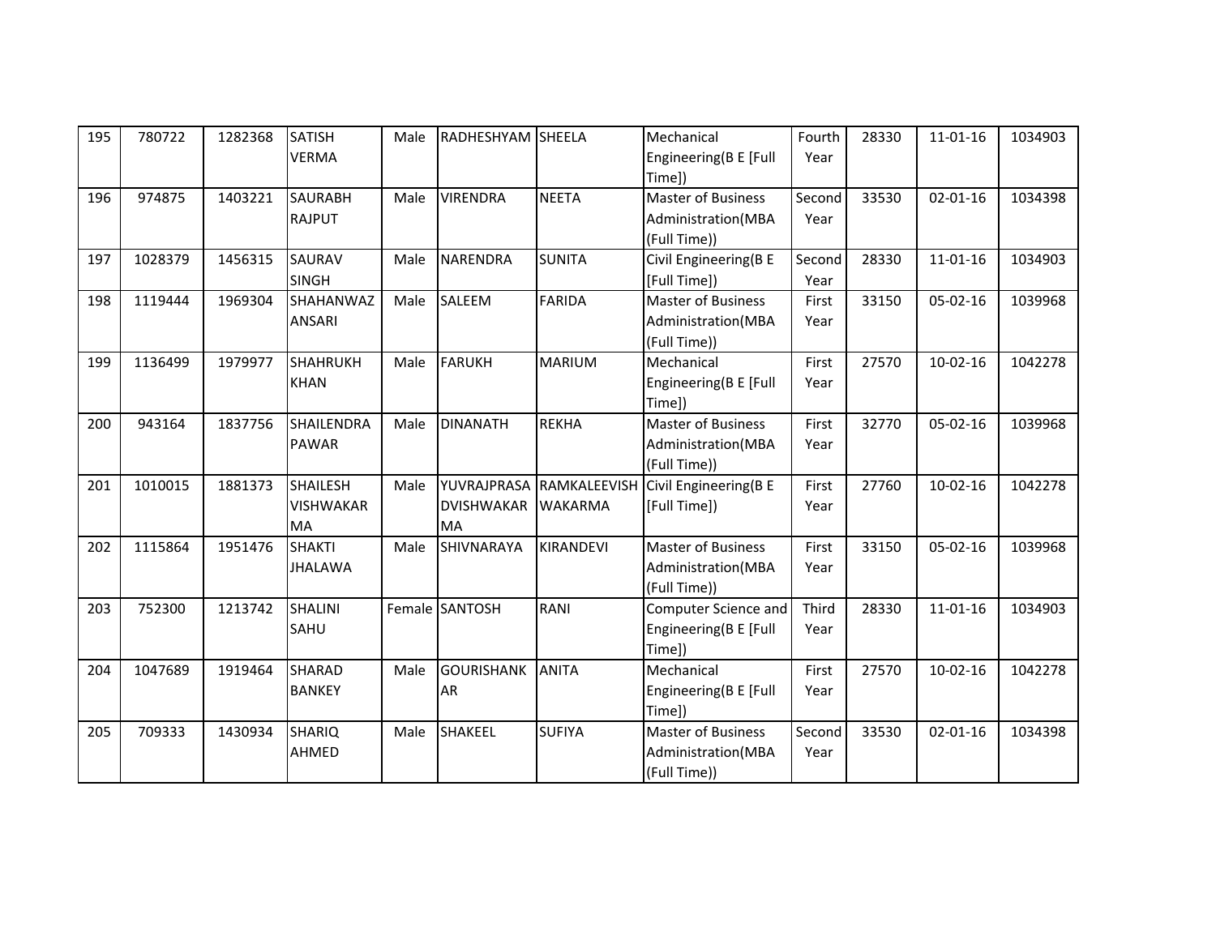| 195 | 780722 | 1282368 | SATISH VERMA | Male | RADHESHYAM | SHEELA | Mechanical Engineering(B E [Full Time]) | Fourth Year | 28330 | 11-01-16 | 1034903 |
|---|---|---|---|---|---|---|---|---|---|---|---|
| 196 | 974875 | 1403221 | SAURABH RAJPUT | Male | VIRENDRA | NEETA | Master of Business Administration(MBA (Full Time)) | Second Year | 33530 | 02-01-16 | 1034398 |
| 197 | 1028379 | 1456315 | SAURAV SINGH | Male | NARENDRA | SUNITA | Civil Engineering(B E [Full Time]) | Second Year | 28330 | 11-01-16 | 1034903 |
| 198 | 1119444 | 1969304 | SHAHANWAZ ANSARI | Male | SALEEM | FARIDA | Master of Business Administration(MBA (Full Time)) | First Year | 33150 | 05-02-16 | 1039968 |
| 199 | 1136499 | 1979977 | SHAHRUKH KHAN | Male | FARUKH | MARIUM | Mechanical Engineering(B E [Full Time]) | First Year | 27570 | 10-02-16 | 1042278 |
| 200 | 943164 | 1837756 | SHAILENDRA PAWAR | Male | DINANATH | REKHA | Master of Business Administration(MBA (Full Time)) | First Year | 32770 | 05-02-16 | 1039968 |
| 201 | 1010015 | 1881373 | SHAILESH VISHWAKARMA | Male | YUVRAJPRASADVISHWAKARMA | RAMKALEEVISHWAKARMA | Civil Engineering(B E [Full Time]) | First Year | 27760 | 10-02-16 | 1042278 |
| 202 | 1115864 | 1951476 | SHAKTI JHALAWA | Male | SHIVNARAYA | KIRANDEVI | Master of Business Administration(MBA (Full Time)) | First Year | 33150 | 05-02-16 | 1039968 |
| 203 | 752300 | 1213742 | SHALINI SAHU | Female | SANTOSH | RANI | Computer Science and Engineering(B E [Full Time]) | Third Year | 28330 | 11-01-16 | 1034903 |
| 204 | 1047689 | 1919464 | SHARAD BANKEY | Male | GOURISHANKAR | ANITA | Mechanical Engineering(B E [Full Time]) | First Year | 27570 | 10-02-16 | 1042278 |
| 205 | 709333 | 1430934 | SHARIQ AHMED | Male | SHAKEEL | SUFIYA | Master of Business Administration(MBA (Full Time)) | Second Year | 33530 | 02-01-16 | 1034398 |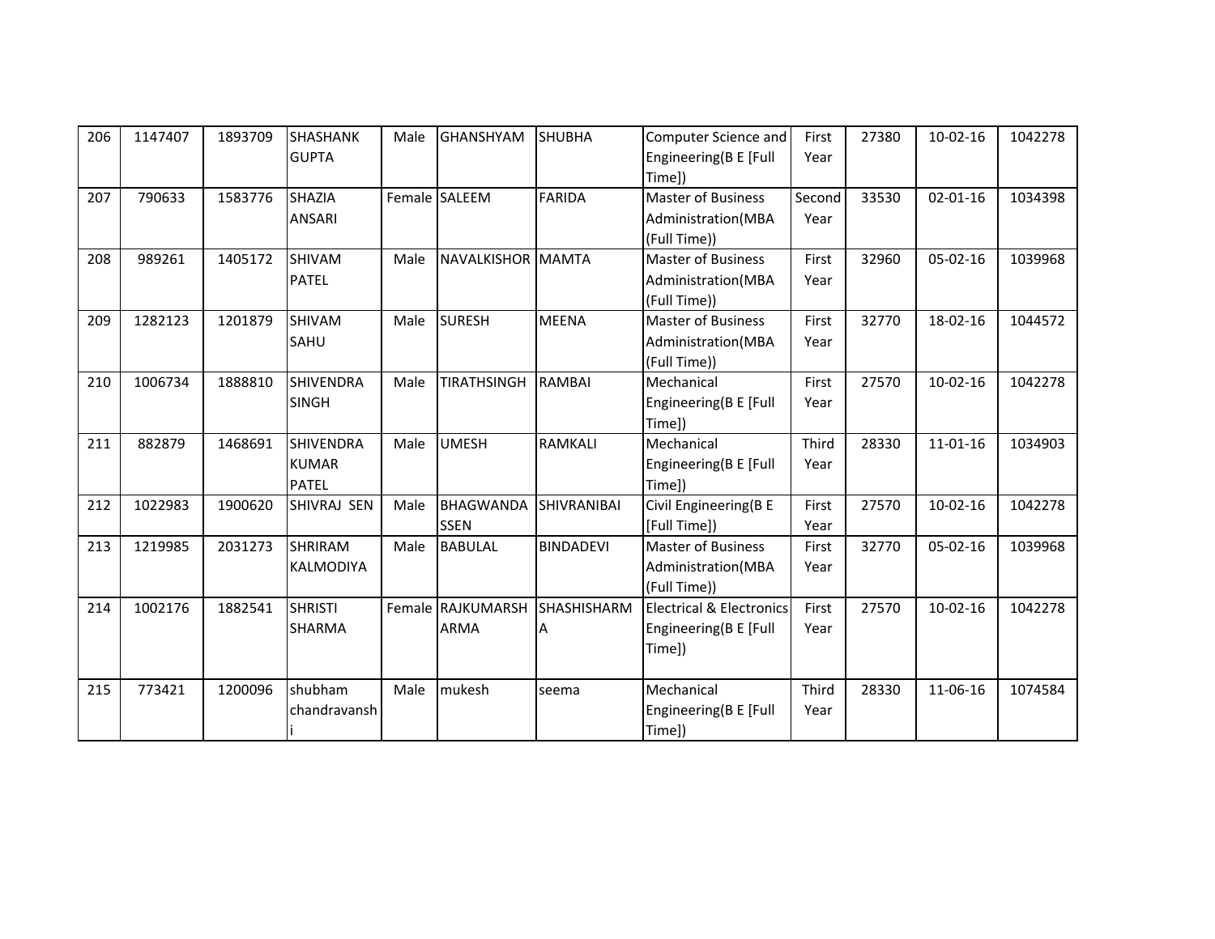| | | | | | | | | | | | |
|---|---|---|---|---|---|---|---|---|---|---|---|
| 206 | 1147407 | 1893709 | SHASHANK GUPTA | Male | GHANSHYAM | SHUBHA | Computer Science and Engineering(B E [Full Time]) | First Year | 27380 | 10-02-16 | 1042278 |
| 207 | 790633 | 1583776 | SHAZIA ANSARI | Female | SALEEM | FARIDA | Master of Business Administration(MBA (Full Time)) | Second Year | 33530 | 02-01-16 | 1034398 |
| 208 | 989261 | 1405172 | SHIVAM PATEL | Male | NAVALKISHOR | MAMTA | Master of Business Administration(MBA (Full Time)) | First Year | 32960 | 05-02-16 | 1039968 |
| 209 | 1282123 | 1201879 | SHIVAM SAHU | Male | SURESH | MEENA | Master of Business Administration(MBA (Full Time)) | First Year | 32770 | 18-02-16 | 1044572 |
| 210 | 1006734 | 1888810 | SHIVENDRA SINGH | Male | TIRATHSINGH | RAMBAI | Mechanical Engineering(B E [Full Time]) | First Year | 27570 | 10-02-16 | 1042278 |
| 211 | 882879 | 1468691 | SHIVENDRA KUMAR PATEL | Male | UMESH | RAMKALI | Mechanical Engineering(B E [Full Time]) | Third Year | 28330 | 11-01-16 | 1034903 |
| 212 | 1022983 | 1900620 | SHIVRAJ SEN | Male | BHAGWANDASSEN | SHIVRANIBAI | Civil Engineering(B E [Full Time]) | First Year | 27570 | 10-02-16 | 1042278 |
| 213 | 1219985 | 2031273 | SHRIRAM KALMODIYA | Male | BABULAL | BINDADEVI | Master of Business Administration(MBA (Full Time)) | First Year | 32770 | 05-02-16 | 1039968 |
| 214 | 1002176 | 1882541 | SHRISTI SHARMA | Female | RAJKUMARSHARMA | SHASHISHARMA | Electrical & Electronics Engineering(B E [Full Time]) | First Year | 27570 | 10-02-16 | 1042278 |
| 215 | 773421 | 1200096 | shubham chandravanshi | Male | mukesh | seema | Mechanical Engineering(B E [Full Time]) | Third Year | 28330 | 11-06-16 | 1074584 |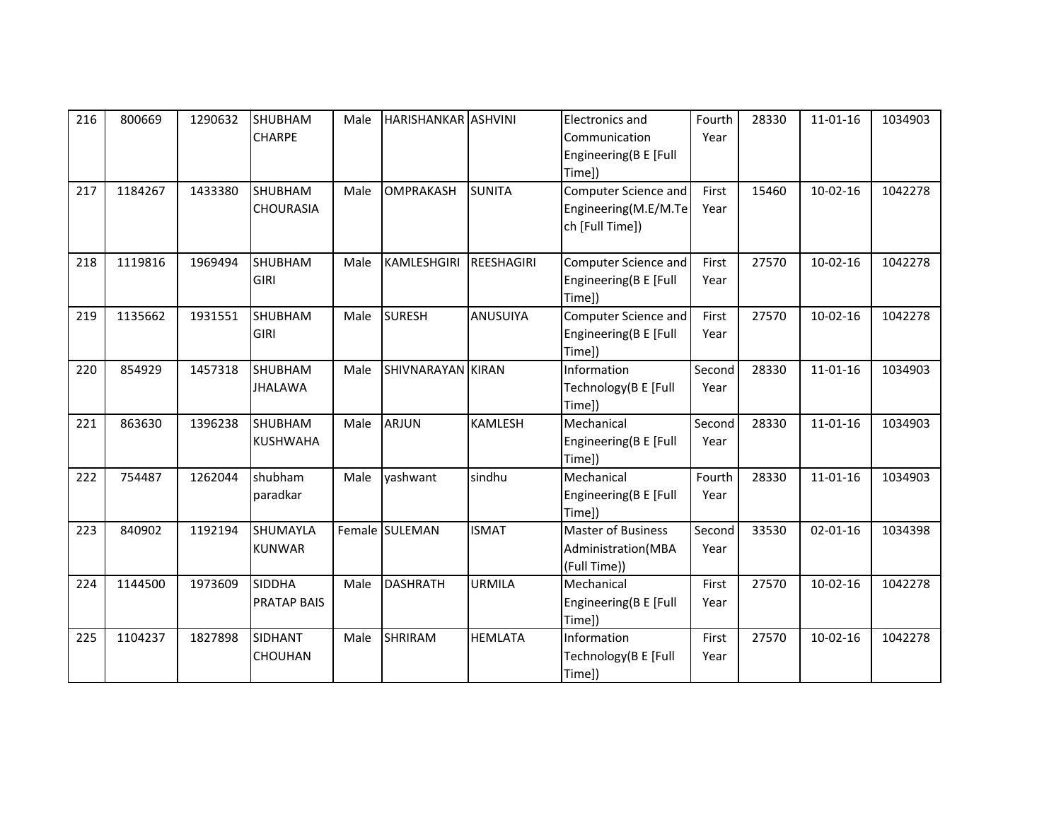| 216 | 800669 | 1290632 | SHUBHAM CHARPE | Male | HARISHANKAR | ASHVINI | Electronics and Communication Engineering(B E [Full Time]) | Fourth Year | 28330 | 11-01-16 | 1034903 |
|---|---|---|---|---|---|---|---|---|---|---|---|
| 217 | 1184267 | 1433380 | SHUBHAM CHOURASIA | Male | OMPRAKASH | SUNITA | Computer Science and Engineering(M.E/M.Tech [Full Time]) | First Year | 15460 | 10-02-16 | 1042278 |
| 218 | 1119816 | 1969494 | SHUBHAM GIRI | Male | KAMLESHGIRI | REESHAGIRI | Computer Science and Engineering(B E [Full Time]) | First Year | 27570 | 10-02-16 | 1042278 |
| 219 | 1135662 | 1931551 | SHUBHAM GIRI | Male | SURESH | ANUSUIYA | Computer Science and Engineering(B E [Full Time]) | First Year | 27570 | 10-02-16 | 1042278 |
| 220 | 854929 | 1457318 | SHUBHAM JHALAWA | Male | SHIVNARAYAN | KIRAN | Information Technology(B E [Full Time]) | Second Year | 28330 | 11-01-16 | 1034903 |
| 221 | 863630 | 1396238 | SHUBHAM KUSHWAHA | Male | ARJUN | KAMLESH | Mechanical Engineering(B E [Full Time]) | Second Year | 28330 | 11-01-16 | 1034903 |
| 222 | 754487 | 1262044 | shubham paradkar | Male | yashwant | sindhu | Mechanical Engineering(B E [Full Time]) | Fourth Year | 28330 | 11-01-16 | 1034903 |
| 223 | 840902 | 1192194 | SHUMAYLA KUNWAR | Female | SULEMAN | ISMAT | Master of Business Administration(MBA (Full Time)) | Second Year | 33530 | 02-01-16 | 1034398 |
| 224 | 1144500 | 1973609 | SIDDHA PRATAP BAIS | Male | DASHRATH | URMILA | Mechanical Engineering(B E [Full Time]) | First Year | 27570 | 10-02-16 | 1042278 |
| 225 | 1104237 | 1827898 | SIDHANT CHOUHAN | Male | SHRIRAM | HEMLATA | Information Technology(B E [Full Time]) | First Year | 27570 | 10-02-16 | 1042278 |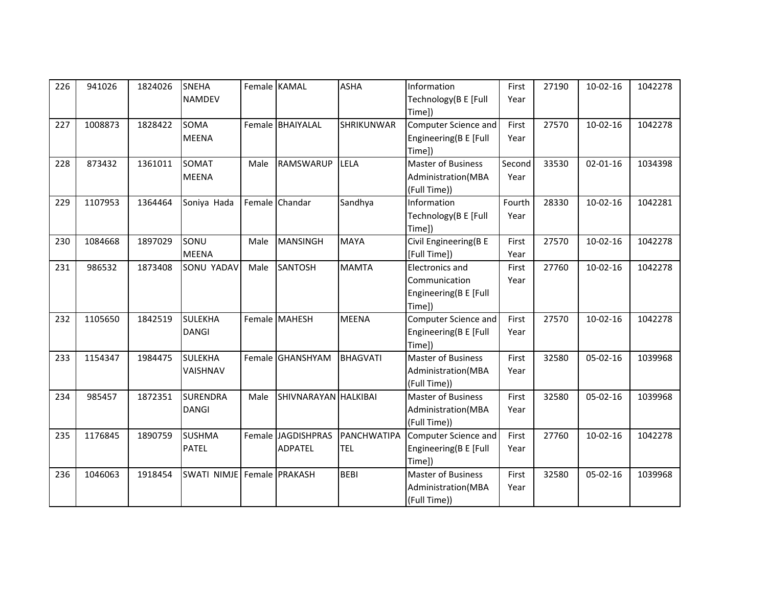| 226 | 941026 | 1824026 | SNEHA NAMDEV | Female | KAMAL | ASHA | Information Technology(B E [Full Time]) | First Year | 27190 | 10-02-16 | 1042278 |
|---|---|---|---|---|---|---|---|---|---|---|---|
| 227 | 1008873 | 1828422 | SOMA MEENA | Female | BHAIYALAL | SHRIKUNWAR | Computer Science and Engineering(B E [Full Time]) | First Year | 27570 | 10-02-16 | 1042278 |
| 228 | 873432 | 1361011 | SOMAT MEENA | Male | RAMSWARUP | LELA | Master of Business Administration(MBA (Full Time)) | Second Year | 33530 | 02-01-16 | 1034398 |
| 229 | 1107953 | 1364464 | Soniya Hada | Female | Chandar | Sandhya | Information Technology(B E [Full Time]) | Fourth Year | 28330 | 10-02-16 | 1042281 |
| 230 | 1084668 | 1897029 | SONU MEENA | Male | MANSINGH | MAYA | Civil Engineering(B E [Full Time]) | First Year | 27570 | 10-02-16 | 1042278 |
| 231 | 986532 | 1873408 | SONU YADAV | Male | SANTOSH | MAMTA | Electronics and Communication Engineering(B E [Full Time]) | First Year | 27760 | 10-02-16 | 1042278 |
| 232 | 1105650 | 1842519 | SULEKHA DANGI | Female | MAHESH | MEENA | Computer Science and Engineering(B E [Full Time]) | First Year | 27570 | 10-02-16 | 1042278 |
| 233 | 1154347 | 1984475 | SULEKHA VAISHNAV | Female | GHANSHYAM | BHAGVATI | Master of Business Administration(MBA (Full Time)) | First Year | 32580 | 05-02-16 | 1039968 |
| 234 | 985457 | 1872351 | SURENDRA DANGI | Male | SHIVNARAYAN | HALKIBAI | Master of Business Administration(MBA (Full Time)) | First Year | 32580 | 05-02-16 | 1039968 |
| 235 | 1176845 | 1890759 | SUSHMA PATEL | Female | JAGDISHPRASADPATEL | PANCHWATIPATEL | Computer Science and Engineering(B E [Full Time]) | First Year | 27760 | 10-02-16 | 1042278 |
| 236 | 1046063 | 1918454 | SWATI NIMJE | Female | PRAKASH | BEBI | Master of Business Administration(MBA (Full Time)) | First Year | 32580 | 05-02-16 | 1039968 |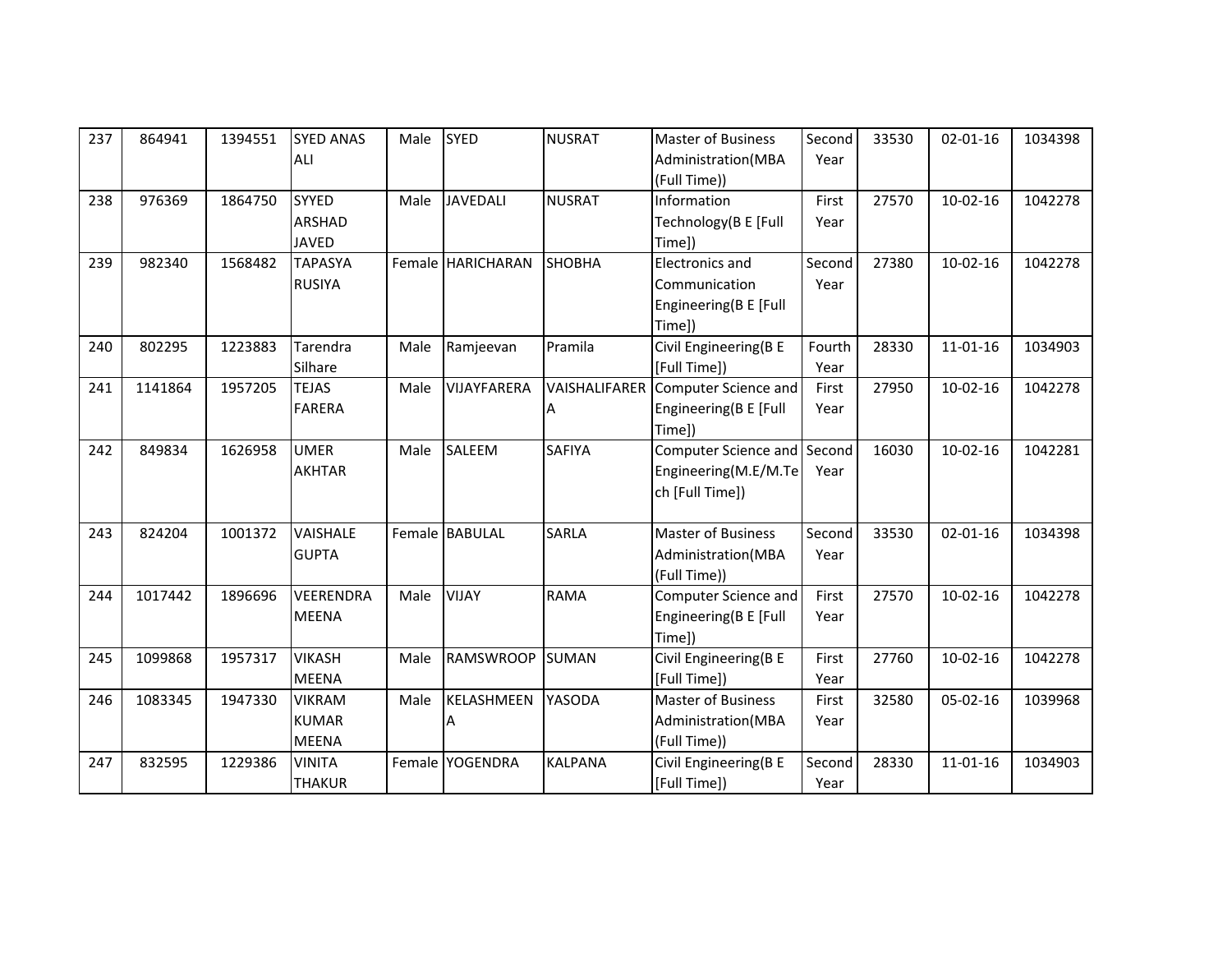| 237 | 864941 | 1394551 | SYED ANAS ALI | Male | SYED | NUSRAT | Master of Business Administration(MBA (Full Time)) | Second Year | 33530 | 02-01-16 | 1034398 |
|---|---|---|---|---|---|---|---|---|---|---|---|
| 238 | 976369 | 1864750 | SYYED ARSHAD JAVED | Male | JAVEDALI | NUSRAT | Information Technology(B E [Full Time]) | First Year | 27570 | 10-02-16 | 1042278 |
| 239 | 982340 | 1568482 | TAPASYA RUSIYA | Female | HARICHARAN | SHOBHA | Electronics and Communication Engineering(B E [Full Time]) | Second Year | 27380 | 10-02-16 | 1042278 |
| 240 | 802295 | 1223883 | Tarendra Silhare | Male | Ramjeevan | Pramila | Civil Engineering(B E [Full Time]) | Fourth Year | 28330 | 11-01-16 | 1034903 |
| 241 | 1141864 | 1957205 | TEJAS FARERA | Male | VIJAYFARERA | VAISHALIFARERA | Computer Science and Engineering(B E [Full Time]) | First Year | 27950 | 10-02-16 | 1042278 |
| 242 | 849834 | 1626958 | UMER AKHTAR | Male | SALEEM | SAFIYA | Computer Science and Engineering(M.E/M.Tech [Full Time]) | Second Year | 16030 | 10-02-16 | 1042281 |
| 243 | 824204 | 1001372 | VAISHALE GUPTA | Female | BABULAL | SARLA | Master of Business Administration(MBA (Full Time)) | Second Year | 33530 | 02-01-16 | 1034398 |
| 244 | 1017442 | 1896696 | VEERENDRA MEENA | Male | VIJAY | RAMA | Computer Science and Engineering(B E [Full Time]) | First Year | 27570 | 10-02-16 | 1042278 |
| 245 | 1099868 | 1957317 | VIKASH MEENA | Male | RAMSWROOP | SUMAN | Civil Engineering(B E [Full Time]) | First Year | 27760 | 10-02-16 | 1042278 |
| 246 | 1083345 | 1947330 | VIKRAM KUMAR MEENA | Male | KELASHMEENA | YASODA | Master of Business Administration(MBA (Full Time)) | First Year | 32580 | 05-02-16 | 1039968 |
| 247 | 832595 | 1229386 | VINITA THAKUR | Female | YOGENDRA | KALPANA | Civil Engineering(B E [Full Time]) | Second Year | 28330 | 11-01-16 | 1034903 |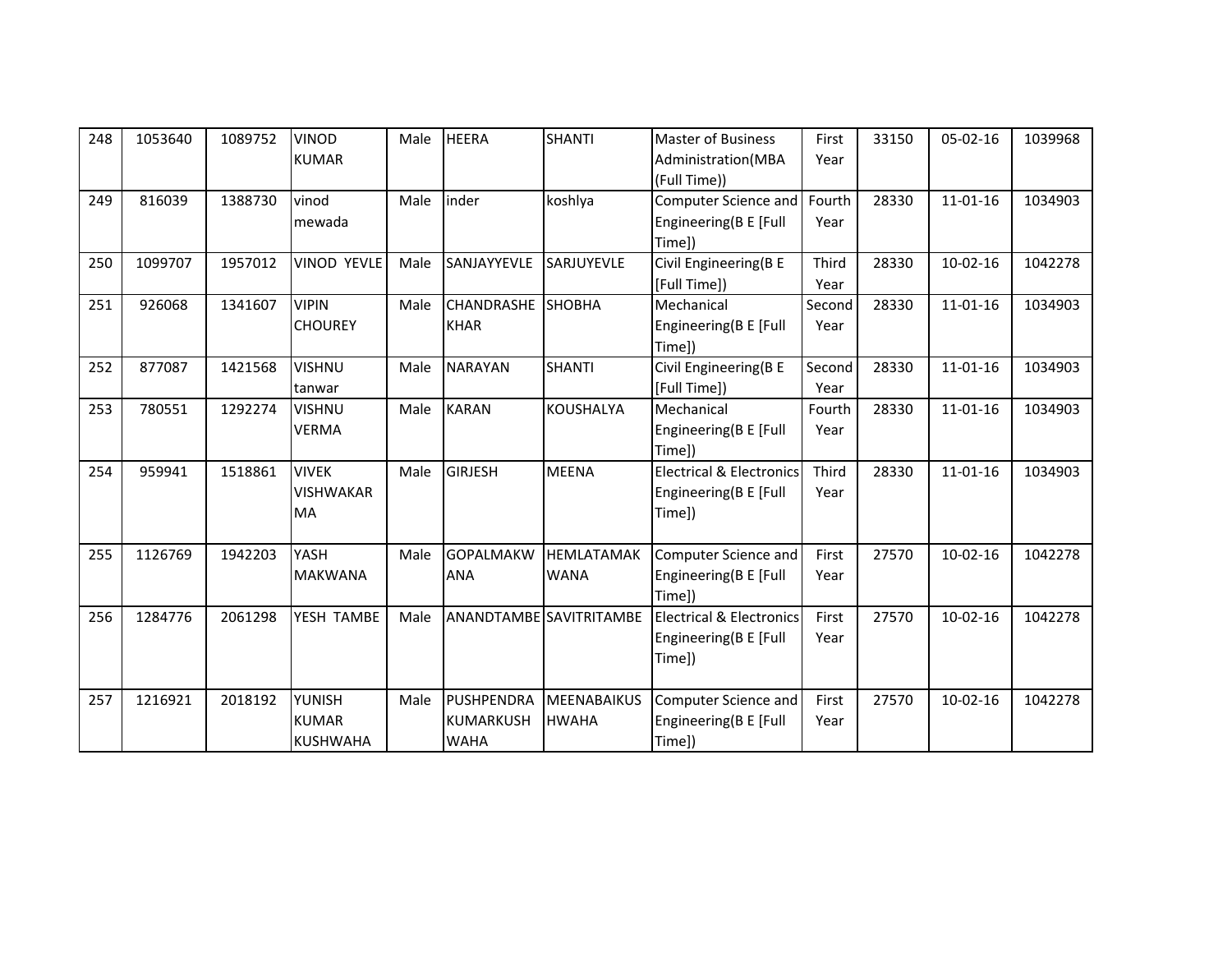| | | | | | | | | | | | |
|---|---|---|---|---|---|---|---|---|---|---|---|
| 248 | 1053640 | 1089752 | VINOD KUMAR | Male | HEERA | SHANTI | Master of Business Administration(MBA (Full Time)) | First Year | 33150 | 05-02-16 | 1039968 |
| 249 | 816039 | 1388730 | vinod mewada | Male | inder | koshlya | Computer Science and Engineering(B E [Full Time]) | Fourth Year | 28330 | 11-01-16 | 1034903 |
| 250 | 1099707 | 1957012 | VINOD YEVLE | Male | SANJAYYEVLE | SARJUYEVLE | Civil Engineering(B E [Full Time]) | Third Year | 28330 | 10-02-16 | 1042278 |
| 251 | 926068 | 1341607 | VIPIN CHOUREY | Male | CHANDRASHEKHAR | SHOBHA | Mechanical Engineering(B E [Full Time]) | Second Year | 28330 | 11-01-16 | 1034903 |
| 252 | 877087 | 1421568 | VISHNU tanwar | Male | NARAYAN | SHANTI | Civil Engineering(B E [Full Time]) | Second Year | 28330 | 11-01-16 | 1034903 |
| 253 | 780551 | 1292274 | VISHNU VERMA | Male | KARAN | KOUSHALYA | Mechanical Engineering(B E [Full Time]) | Fourth Year | 28330 | 11-01-16 | 1034903 |
| 254 | 959941 | 1518861 | VIVEK VISHWAKARMA | Male | GIRJESH | MEENA | Electrical & Electronics Engineering(B E [Full Time]) | Third Year | 28330 | 11-01-16 | 1034903 |
| 255 | 1126769 | 1942203 | YASH MAKWANA | Male | GOPALMAKWANA | HEMLATAMAKWANA | Computer Science and Engineering(B E [Full Time]) | First Year | 27570 | 10-02-16 | 1042278 |
| 256 | 1284776 | 2061298 | YESH TAMBE | Male | ANANDTAMBE | SAVITRITAMBE | Electrical & Electronics Engineering(B E [Full Time]) | First Year | 27570 | 10-02-16 | 1042278 |
| 257 | 1216921 | 2018192 | YUNISH KUMAR KUSHWAHA | Male | PUSHPENDRA KUMARKUSHWAHA | MEENABAIKUSHWAHA | Computer Science and Engineering(B E [Full Time]) | First Year | 27570 | 10-02-16 | 1042278 |